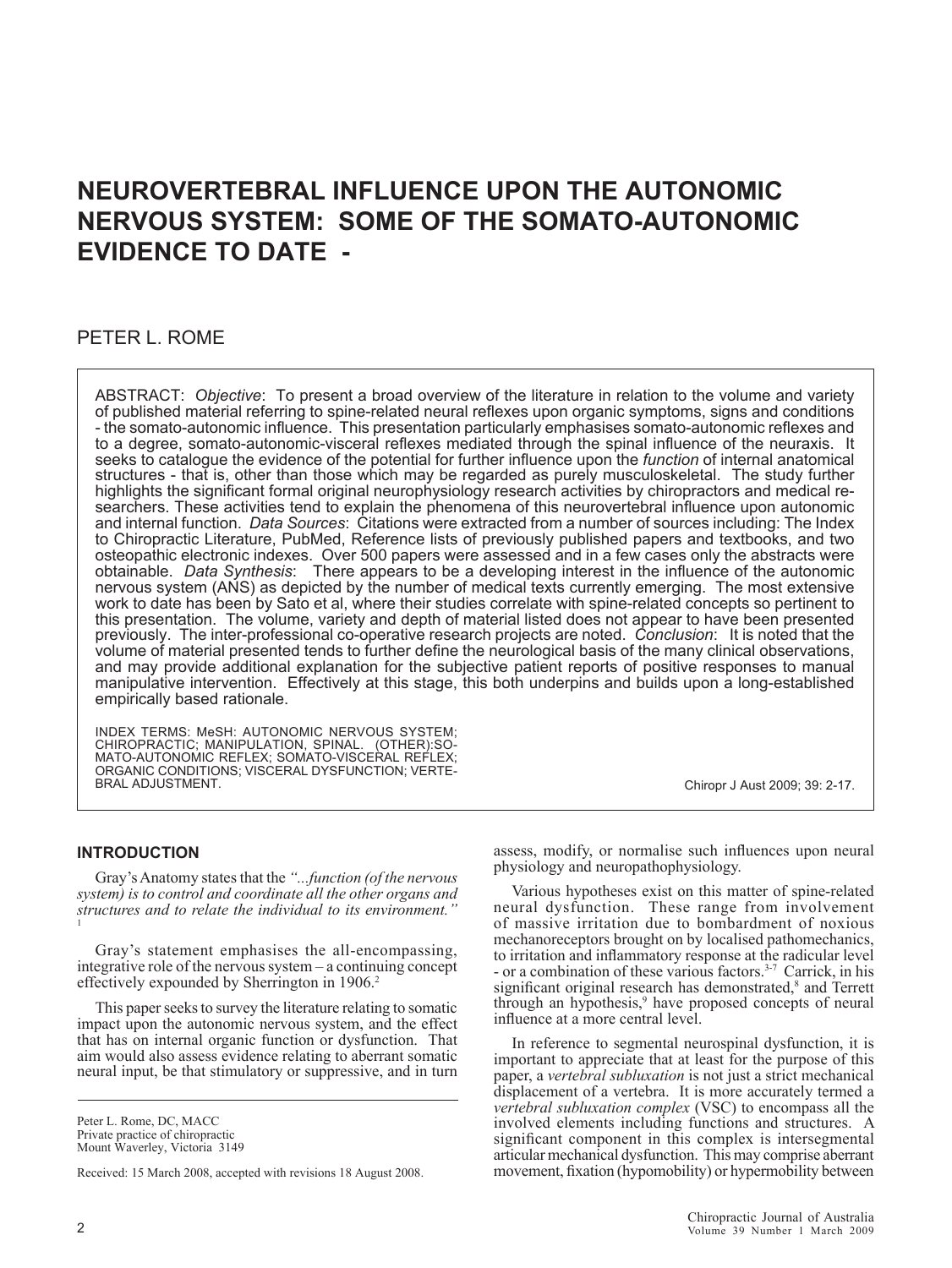# NEUROVERTEBRAL INFLUENCE UPON THE AUTONOMIC NERVOUS SYSTEM: SOME OF THE SOMATO-AUTONOMIC EVIDENCE TO DATE -

PETER L. ROME

ABSTRACT: *Objective*: To present a broad overview of the literature in relation to the volume and variety of published material referring to spine-related neural reflexes upon organic symptoms, signs and conditions - the somato-autonomic influence. This presentation particularly emphasises somato-autonomic reflexes and to a degree, somato-autonomic-visceral reflexes mediated through the spinal influence of the neuraxis. It seeks to catalogue the evidence of the potential for further influence upon the *function* of internal anatomical structures - that is, other than those which may be regarded as purely musculoskeletal. The study further highlights the significant formal original neurophysiology research activities by chiropractors and medical researchers. These activities tend to explain the phenomena of this neurovertebral influence upon autonomic and internal function. *Data Sources*: Citations were extracted from a number of sources including: The Index to Chiropractic Literature, PubMed, Reference lists of previously published papers and textbooks, and two osteopathic electronic indexes. Over 500 papers were assessed and in a few cases only the abstracts were obtainable. *Data Synthesis*: There appears to be a developing interest in the influence of the autonomic nervous system (ANS) as depicted by the number of medical texts currently emerging. The most extensive work to date has been by Sato et al, where their studies correlate with spine-related concepts so pertinent to this presentation. The volume, variety and depth of material listed does not appear to have been presented previously. The inter-professional co-operative research projects are noted. *Conclusion*: It is noted that the volume of material presented tends to further define the neurological basis of the many clinical observations, and may provide additional explanation for the subjective patient reports of positive responses to manual manipulative intervention. Effectively at this stage, this both underpins and builds upon a long-established empirically based rationale.

INDEX TERMS: MeSH: AUTONOMIC NERVOUS SYSTEM; CHIROPRACTIC; MANIPULATION, SPINAL. (OTHER):SOMATO-AUTONOMIC REFLEX; SOMATO-VISCERAL REFLEX; ORGANIC CONDITIONS; VISCERAL DYSFUNCTION; VERTEBRAL ADJUSTMENT.

Chiropr J Aust 2009; 39: 2-17.

## INTRODUCTION

Gray's Anatomy states that the *"...function (of the nervous system) is to control and coordinate all the other organs and structures and to relate the individual to its environment."* [1]

Gray's statement emphasises the all-encompassing, integrative role of the nervous system – a continuing concept effectively expounded by Sherrington in 1906.[2]

This paper seeks to survey the literature relating to somatic impact upon the autonomic nervous system, and the effect that has on internal organic function or dysfunction. That aim would also assess evidence relating to aberrant somatic neural input, be that stimulatory or suppressive, and in turn assess, modify, or normalise such influences upon neural physiology and neuropathophysiology.

Various hypotheses exist on this matter of spine-related neural dysfunction. These range from involvement of massive irritation due to bombardment of noxious mechanoreceptors brought on by localised pathomechanics, to irritation and inflammatory response at the radicular level - or a combination of these various factors.[3-7] Carrick, in his significant original research has demonstrated,[8] and Terrett through an hypothesis,[9] have proposed concepts of neural influence at a more central level.

In reference to segmental neurospinal dysfunction, it is important to appreciate that at least for the purpose of this paper, a *vertebral subluxation* is not just a strict mechanical displacement of a vertebra. It is more accurately termed a *vertebral subluxation complex* (VSC) to encompass all the involved elements including functions and structures. A significant component in this complex is intersegmental articular mechanical dysfunction. This may comprise aberrant movement, fixation (hypomobility) or hypermobility between

Peter L. Rome, DC, MACC
Private practice of chiropractic
Mount Waverley, Victoria 3149

Received: 15 March 2008, accepted with revisions 18 August 2008.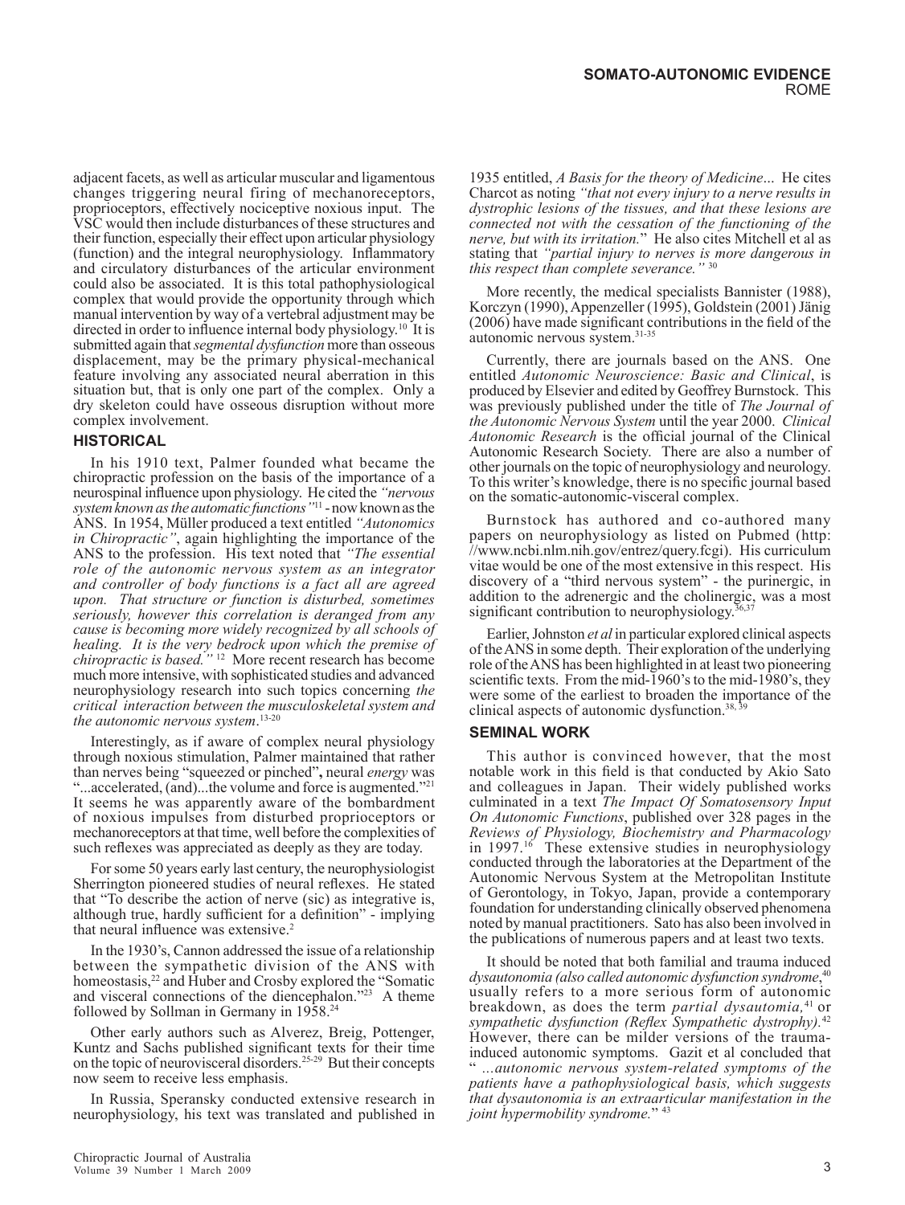adjacent facets, as well as articular muscular and ligamentous changes triggering neural firing of mechanoreceptors, proprioceptors, effectively nociceptive noxious input. The VSC would then include disturbances of these structures and their function, especially their effect upon articular physiology (function) and the integral neurophysiology. Inflammatory and circulatory disturbances of the articular environment could also be associated. It is this total pathophysiological complex that would provide the opportunity through which manual intervention by way of a vertebral adjustment may be directed in order to influence internal body physiology.[10] It is submitted again that *segmental dysfunction* more than osseous displacement, may be the primary physical-mechanical feature involving any associated neural aberration in this situation but, that is only one part of the complex. Only a dry skeleton could have osseous disruption without more complex involvement.

## HISTORICAL

In his 1910 text, Palmer founded what became the chiropractic profession on the basis of the importance of a neurospinal influence upon physiology. He cited the *"nervous system known as the automatic functions"*[11] - now known as the ANS. In 1954, Müller produced a text entitled *"Autonomics in Chiropractic"*, again highlighting the importance of the ANS to the profession. His text noted that *"The essential role of the autonomic nervous system as an integrator and controller of body functions is a fact all are agreed upon. That structure or function is disturbed, sometimes seriously, however this correlation is deranged from any cause is becoming more widely recognized by all schools of healing. It is the very bedrock upon which the premise of chiropractic is based."* [12] More recent research has become much more intensive, with sophisticated studies and advanced neurophysiology research into such topics concerning *the critical interaction between the musculoskeletal system and the autonomic nervous system*.[13-20]

Interestingly, as if aware of complex neural physiology through noxious stimulation, Palmer maintained that rather than nerves being "squeezed or pinched", neural *energy* was "...accelerated, (and)...the volume and force is augmented."[21] It seems he was apparently aware of the bombardment of noxious impulses from disturbed proprioceptors or mechanoreceptors at that time, well before the complexities of such reflexes was appreciated as deeply as they are today.

For some 50 years early last century, the neurophysiologist Sherrington pioneered studies of neural reflexes. He stated that "To describe the action of nerve (sic) as integrative is, although true, hardly sufficient for a definition" - implying that neural influence was extensive.[2]

In the 1930's, Cannon addressed the issue of a relationship between the sympathetic division of the ANS with homeostasis,[22] and Huber and Crosby explored the "Somatic and visceral connections of the diencephalon."[23] A theme followed by Sollman in Germany in 1958.[24]

Other early authors such as Alverez, Breig, Pottenger, Kuntz and Sachs published significant texts for their time on the topic of neurovisceral disorders.[25-29] But their concepts now seem to receive less emphasis.

In Russia, Speransky conducted extensive research in neurophysiology, his text was translated and published in 1935 entitled, *A Basis for the theory of Medicine*... He cites Charcot as noting *"that not every injury to a nerve results in dystrophic lesions of the tissues, and that these lesions are connected not with the cessation of the functioning of the nerve, but with its irritation.*" He also cites Mitchell et al as stating that *"partial injury to nerves is more dangerous in this respect than complete severance."* [30]

More recently, the medical specialists Bannister (1988), Korczyn (1990), Appenzeller (1995), Goldstein (2001) Jänig (2006) have made significant contributions in the field of the autonomic nervous system.[31-35]

Currently, there are journals based on the ANS. One entitled *Autonomic Neuroscience: Basic and Clinical*, is produced by Elsevier and edited by Geoffrey Burnstock. This was previously published under the title of *The Journal of the Autonomic Nervous System* until the year 2000. *Clinical Autonomic Research* is the official journal of the Clinical Autonomic Research Society. There are also a number of other journals on the topic of neurophysiology and neurology. To this writer's knowledge, there is no specific journal based on the somatic-autonomic-visceral complex.

Burnstock has authored and co-authored many papers on neurophysiology as listed on Pubmed (http: //www.ncbi.nlm.nih.gov/entrez/query.fcgi). His curriculum vitae would be one of the most extensive in this respect. His discovery of a "third nervous system" - the purinergic, in addition to the adrenergic and the cholinergic, was a most significant contribution to neurophysiology.[36,37]

Earlier, Johnston *et al* in particular explored clinical aspects of the ANS in some depth. Their exploration of the underlying role of the ANS has been highlighted in at least two pioneering scientific texts. From the mid-1960's to the mid-1980's, they were some of the earliest to broaden the importance of the clinical aspects of autonomic dysfunction.[38, 39]

## SEMINAL WORK

This author is convinced however, that the most notable work in this field is that conducted by Akio Sato and colleagues in Japan. Their widely published works culminated in a text *The Impact Of Somatosensory Input On Autonomic Functions*, published over 328 pages in the *Reviews of Physiology, Biochemistry and Pharmacology* in 1997.[16] These extensive studies in neurophysiology conducted through the laboratories at the Department of the Autonomic Nervous System at the Metropolitan Institute of Gerontology, in Tokyo, Japan, provide a contemporary foundation for understanding clinically observed phenomena noted by manual practitioners. Sato has also been involved in the publications of numerous papers and at least two texts.

It should be noted that both familial and trauma induced *dysautonomia (also called autonomic dysfunction syndrome*,[40] usually refers to a more serious form of autonomic breakdown, as does the term *partial dysautomia,*[41] or *sympathetic dysfunction (Reflex Sympathetic dystrophy).*[42] However, there can be milder versions of the trauma-induced autonomic symptoms. Gazit et al concluded that " *...autonomic nervous system-related symptoms of the patients have a pathophysiological basis, which suggests that dysautonomia is an extraarticular manifestation in the joint hypermobility syndrome.*" [43]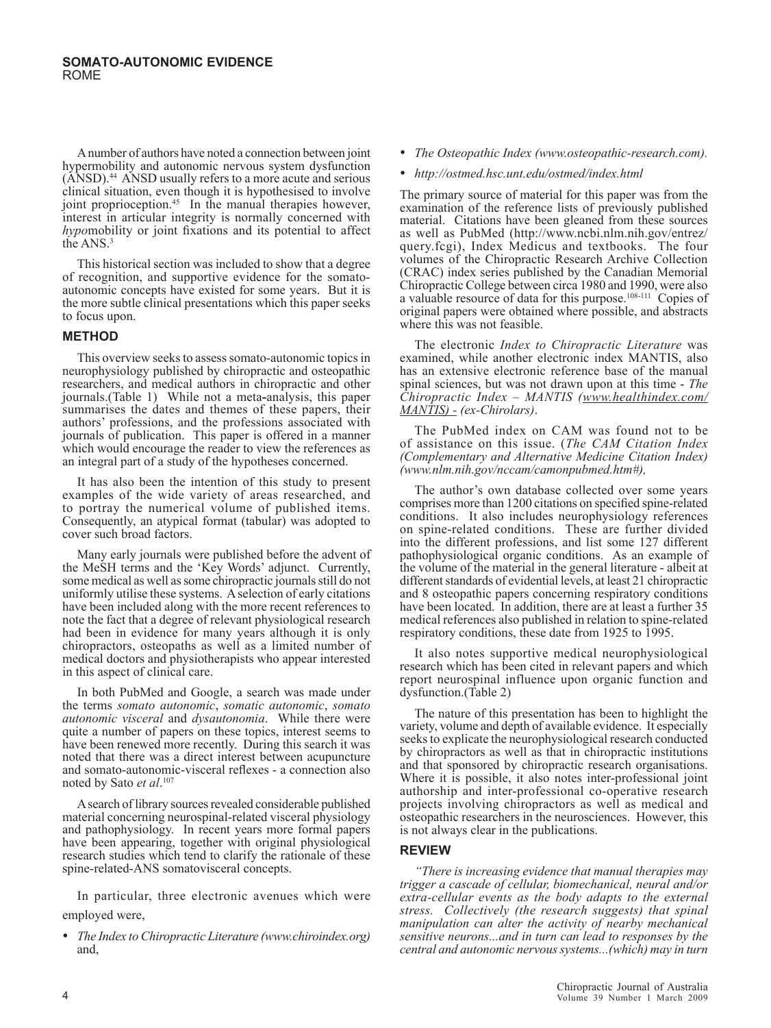A number of authors have noted a connection between joint hypermobility and autonomic nervous system dysfunction (ANSD).[44] ANSD usually refers to a more acute and serious clinical situation, even though it is hypothesised to involve joint proprioception.[45] In the manual therapies however, interest in articular integrity is normally concerned with *hypo*mobility or joint fixations and its potential to affect the ANS.[3]

This historical section was included to show that a degree of recognition, and supportive evidence for the somato-autonomic concepts have existed for some years. But it is the more subtle clinical presentations which this paper seeks to focus upon.

## METHOD

This overview seeks to assess somato-autonomic topics in neurophysiology published by chiropractic and osteopathic researchers, and medical authors in chiropractic and other journals.(Table 1) While not a meta-analysis, this paper summarises the dates and themes of these papers, their authors' professions, and the professions associated with journals of publication. This paper is offered in a manner which would encourage the reader to view the references as an integral part of a study of the hypotheses concerned.

It has also been the intention of this study to present examples of the wide variety of areas researched, and to portray the numerical volume of published items. Consequently, an atypical format (tabular) was adopted to cover such broad factors.

Many early journals were published before the advent of the MeSH terms and the 'Key Words' adjunct. Currently, some medical as well as some chiropractic journals still do not uniformly utilise these systems. A selection of early citations have been included along with the more recent references to note the fact that a degree of relevant physiological research had been in evidence for many years although it is only chiropractors, osteopaths as well as a limited number of medical doctors and physiotherapists who appear interested in this aspect of clinical care.

In both PubMed and Google, a search was made under the terms *somato autonomic*, *somatic autonomic*, *somato autonomic visceral* and *dysautonomia*. While there were quite a number of papers on these topics, interest seems to have been renewed more recently. During this search it was noted that there was a direct interest between acupuncture and somato-autonomic-visceral reflexes - a connection also noted by Sato *et al*.[107]

A search of library sources revealed considerable published material concerning neurospinal-related visceral physiology and pathophysiology. In recent years more formal papers have been appearing, together with original physiological research studies which tend to clarify the rationale of these spine-related-ANS somatovisceral concepts.

In particular, three electronic avenues which were employed were,

- *The Index to Chiropractic Literature (www.chiroindex.org)* and,
- *The Osteopathic Index (www.osteopathic-research.com).*
- *http://ostmed.hsc.unt.edu/ostmed/index.html*

The primary source of material for this paper was from the examination of the reference lists of previously published material. Citations have been gleaned from these sources as well as PubMed (http://www.ncbi.nlm.nih.gov/entrez/query.fcgi), Index Medicus and textbooks. The four volumes of the Chiropractic Research Archive Collection (CRAC) index series published by the Canadian Memorial Chiropractic College between circa 1980 and 1990, were also a valuable resource of data for this purpose.[108-111] Copies of original papers were obtained where possible, and abstracts where this was not feasible.

The electronic *Index to Chiropractic Literature* was examined, while another electronic index MANTIS, also has an extensive electronic reference base of the manual spinal sciences, but was not drawn upon at this time - *The Chiropractic Index – MANTIS (www.healthindex.com/MANTIS) - (ex-Chirolars)*.

The PubMed index on CAM was found not to be of assistance on this issue. (*The CAM Citation Index (Complementary and Alternative Medicine Citation Index) (www.nlm.nih.gov/nccam/camonpubmed.htm#),*

The author's own database collected over some years comprises more than 1200 citations on specified spine-related conditions. It also includes neurophysiology references on spine-related conditions. These are further divided into the different professions, and list some 127 different pathophysiological organic conditions. As an example of the volume of the material in the general literature - albeit at different standards of evidential levels, at least 21 chiropractic and 8 osteopathic papers concerning respiratory conditions have been located. In addition, there are at least a further 35 medical references also published in relation to spine-related respiratory conditions, these date from 1925 to 1995.

It also notes supportive medical neurophysiological research which has been cited in relevant papers and which report neurospinal influence upon organic function and dysfunction.(Table 2)

The nature of this presentation has been to highlight the variety, volume and depth of available evidence. It especially seeks to explicate the neurophysiological research conducted by chiropractors as well as that in chiropractic institutions and that sponsored by chiropractic research organisations. Where it is possible, it also notes inter-professional joint authorship and inter-professional co-operative research projects involving chiropractors as well as medical and osteopathic researchers in the neurosciences. However, this is not always clear in the publications.

## REVIEW

*"There is increasing evidence that manual therapies may trigger a cascade of cellular, biomechanical, neural and/or extra-cellular events as the body adapts to the external stress. Collectively (the research suggests) that spinal manipulation can alter the activity of nearby mechanical sensitive neurons...and in turn can lead to responses by the central and autonomic nervous systems...(which) may in turn*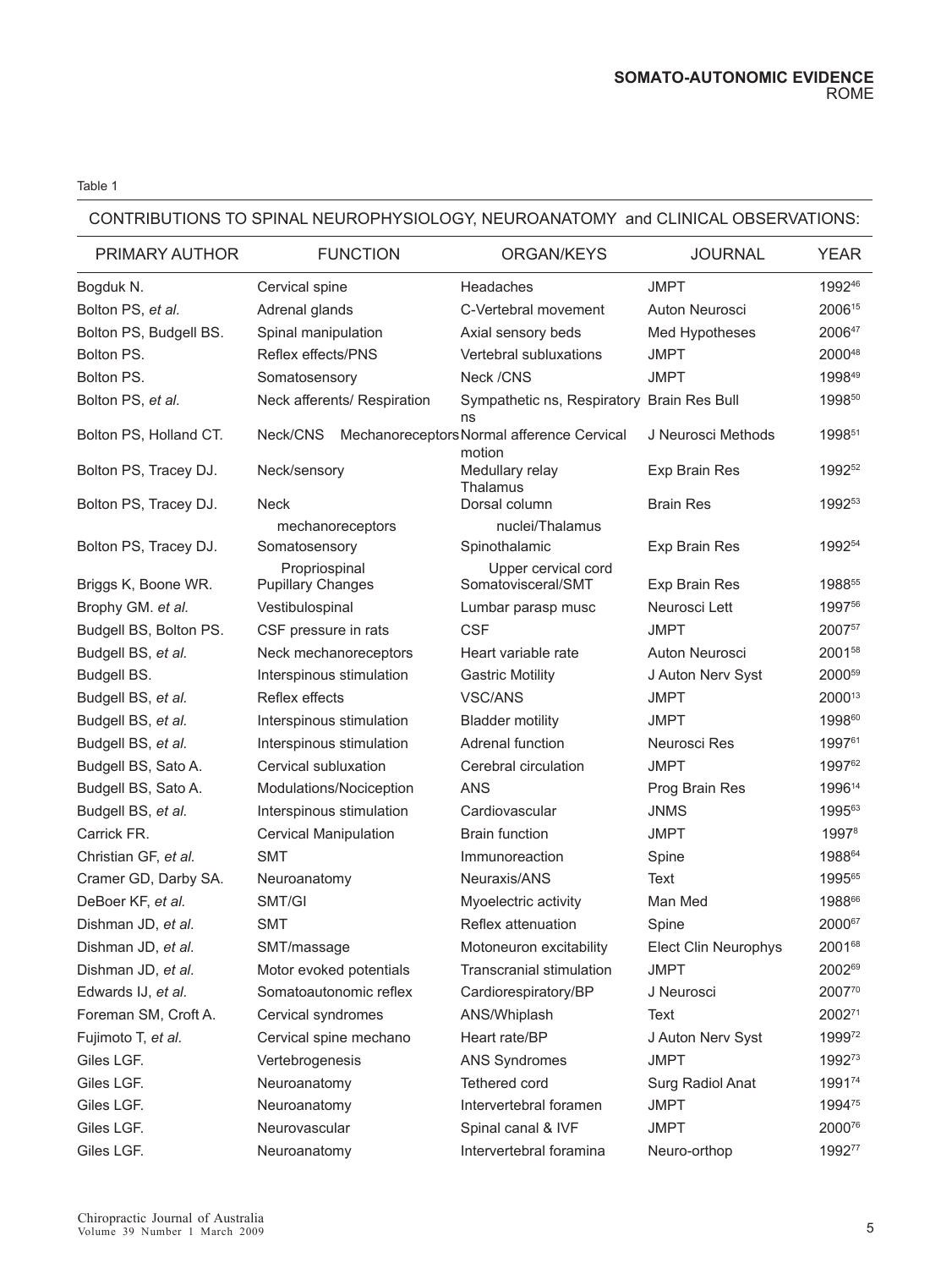Table 1

| CONTRIBUTIONS TO SPINAL NEUROPHYSIOLOGY, NEUROANATOMY and CLINICAL OBSERVATIONS: | | | | |
|---|---|---|---|---|
| PRIMARY AUTHOR | FUNCTION | ORGAN/KEYS | JOURNAL | YEAR |
| Bogduk N. | Cervical spine | Headaches | JMPT | 1992[46] |
| Bolton PS, *et al.* | Adrenal glands | C-Vertebral movement | Auton Neurosci | 2006[15] |
| Bolton PS, Budgell BS. | Spinal manipulation | Axial sensory beds | Med Hypotheses | 2006[47] |
| Bolton PS. | Reflex effects/PNS | Vertebral subluxations | JMPT | 2000[48] |
| Bolton PS. | Somatosensory | Neck /CNS | JMPT | 1998[49] |
| Bolton PS, *et al.* | Neck afferents/ Respiration | Sympathetic ns, Respiratory ns | Brain Res Bull | 1998[50] |
| Bolton PS, Holland CT. | Neck/CNS Mechanoreceptors | Normal afference Cervical motion | J Neurosci Methods | 1998[51] |
| Bolton PS, Tracey DJ. | Neck/sensory | Medullary relay Thalamus | Exp Brain Res | 1992[52] |
| Bolton PS, Tracey DJ. | Neck mechanoreceptors | Dorsal column nuclei/Thalamus | Brain Res | 1992[53] |
| Bolton PS, Tracey DJ. | Somatosensory Propriospinal | Spinothalamic Upper cervical cord | Exp Brain Res | 1992[54] |
| Briggs K, Boone WR. | Pupillary Changes | Somatovisceral/SMT | Exp Brain Res | 1988[55] |
| Brophy GM. *et al.* | Vestibulospinal | Lumbar parasp musc | Neurosci Lett | 1997[56] |
| Budgell BS, Bolton PS. | CSF pressure in rats | CSF | JMPT | 2007[57] |
| Budgell BS, *et al.* | Neck mechanoreceptors | Heart variable rate | Auton Neurosci | 2001[58] |
| Budgell BS. | Interspinous stimulation | Gastric Motility | J Auton Nerv Syst | 2000[59] |
| Budgell BS, *et al.* | Reflex effects | VSC/ANS | JMPT | 2000[13] |
| Budgell BS, *et al.* | Interspinous stimulation | Bladder motility | JMPT | 1998[60] |
| Budgell BS, *et al.* | Interspinous stimulation | Adrenal function | Neurosci Res | 1997[61] |
| Budgell BS, Sato A. | Cervical subluxation | Cerebral circulation | JMPT | 1997[62] |
| Budgell BS, Sato A. | Modulations/Nociception | ANS | Prog Brain Res | 1996[14] |
| Budgell BS, *et al.* | Interspinous stimulation | Cardiovascular | JNMS | 1995[63] |
| Carrick FR. | Cervical Manipulation | Brain function | JMPT | 1997[8] |
| Christian GF, *et al.* | SMT | Immunoreaction | Spine | 1988[64] |
| Cramer GD, Darby SA. | Neuroanatomy | Neuraxis/ANS | Text | 1995[65] |
| DeBoer KF, *et al.* | SMT/GI | Myoelectric activity | Man Med | 1988[66] |
| Dishman JD, *et al.* | SMT | Reflex attenuation | Spine | 2000[67] |
| Dishman JD, *et al.* | SMT/massage | Motoneuron excitability | Elect Clin Neurophys | 2001[68] |
| Dishman JD, *et al.* | Motor evoked potentials | Transcranial stimulation | JMPT | 2002[69] |
| Edwards IJ, *et al.* | Somatoautonomic reflex | Cardiorespiratory/BP | J Neurosci | 2007[70] |
| Foreman SM, Croft A. | Cervical syndromes | ANS/Whiplash | Text | 2002[71] |
| Fujimoto T, *et al.* | Cervical spine mechano | Heart rate/BP | J Auton Nerv Syst | 1999[72] |
| Giles LGF. | Vertebrogenesis | ANS Syndromes | JMPT | 1992[73] |
| Giles LGF. | Neuroanatomy | Tethered cord | Surg Radiol Anat | 1991[74] |
| Giles LGF. | Neuroanatomy | Intervertebral foramen | JMPT | 1994[75] |
| Giles LGF. | Neurovascular | Spinal canal & IVF | JMPT | 2000[76] |
| Giles LGF. | Neuroanatomy | Intervertebral foramina | Neuro-orthop | 1992[77] |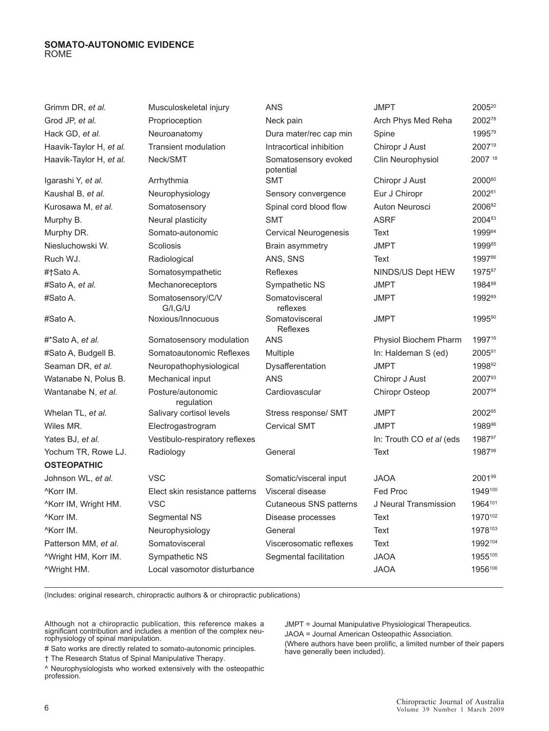| | | | | |
|---|---|---|---|---|
| Grimm DR, *et al.* | Musculoskeletal injury | ANS | JMPT | 2005[20] |
| Grod JP, *et al.* | Proprioception | Neck pain | Arch Phys Med Reha | 2002[78] |
| Hack GD, *et al.* | Neuroanatomy | Dura mater/rec cap min | Spine | 1995[79] |
| Haavik-Taylor H, *et al.* | Transient modulation | Intracortical inhibition | Chiropr J Aust | 2007[19] |
| Haavik-Taylor H, *et al.* | Neck/SMT | Somatosensory evoked potential | Clin Neurophysiol | 2007[18] |
| Igarashi Y, *et al.* | Arrhythmia | SMT | Chiropr J Aust | 2000[80] |
| Kaushal B, *et al.* | Neurophysiology | Sensory convergence | Eur J Chiropr | 2002[81] |
| Kurosawa M, *et al.* | Somatosensory | Spinal cord blood flow | Auton Neurosci | 2006[82] |
| Murphy B. | Neural plasticity | SMT | ASRF | 2004[83] |
| Murphy DR. | Somato-autonomic | Cervical Neurogenesis | Text | 1999[84] |
| Niesluchowski W. | Scoliosis | Brain asymmetry | JMPT | 1999[85] |
| Ruch WJ. | Radiological | ANS, SNS | Text | 1997[86] |
| #†Sato A. | Somatosympathetic | Reflexes | NINDS/US Dept HEW | 1975[87] |
| #Sato A, *et al.* | Mechanoreceptors | Sympathetic NS | JMPT | 1984[88] |
| #Sato A. | Somatosensory/C/V G/I,G/U | Somatovisceral reflexes | JMPT | 1992[89] |
| #Sato A. | Noxious/Innocuous | Somatovisceral Reflexes | JMPT | 1995[90] |
| #*Sato A, *et al.* | Somatosensory modulation | ANS | Physiol Biochem Pharm | 1997[16] |
| #Sato A, Budgell B. | Somatoautonomic Reflexes | Multiple | In: Haldeman S (ed) | 2005[91] |
| Seaman DR, *et al.* | Neuropathophysiological | Dysafferentation | JMPT | 1998[92] |
| Watanabe N, Polus B. | Mechanical input | ANS | Chiropr J Aust | 2007[93] |
| Wantanabe N, *et al.* | Posture/autonomic regulation | Cardiovascular | Chiropr Osteop | 2007[94] |
| Whelan TL, *et al.* | Salivary cortisol levels | Stress response/ SMT | JMPT | 2002[95] |
| Wiles MR. | Electrogastrogram | Cervical SMT | JMPT | 1989[96] |
| Yates BJ, *et al.* | Vestibulo-respiratory reflexes | | In: Trouth CO *et al* (eds | 1987[97] |
| Yochum TR, Rowe LJ. | Radiology | General | Text | 1987[98] |
| **OSTEOPATHIC** | | | | |
| Johnson WL, *et al.* | VSC | Somatic/visceral input | JAOA | 2001[99] |
| ^Korr IM. | Elect skin resistance patterns | Visceral disease | Fed Proc | 1949[100] |
| ^Korr IM, Wright HM. | VSC | Cutaneous SNS patterns | J Neural Transmission | 1964[101] |
| ^Korr IM. | Segmental NS | Disease processes | Text | 1970[102] |
| ^Korr IM. | Neurophysiology | General | Text | 1978[103] |
| Patterson MM, *et al.* | Somatovisceral | Viscerosomatic reflexes | Text | 1992[104] |
| ^Wright HM, Korr IM. | Sympathetic NS | Segmental facilitation | JAOA | 1955[105] |
| ^Wright HM. | Local vasomotor disturbance | | JAOA | 1956[106] |

(Includes: original research, chiropractic authors & or chiropractic publications)

Although not a chiropractic publication, this reference makes a significant contribution and includes a mention of the complex neurophysiology of spinal manipulation.

# Sato works are directly related to somato-autonomic principles.

† The Research Status of Spinal Manipulative Therapy.

^ Neurophysiologists who worked extensively with the osteopathic profession.

JMPT = Journal Manipulative Physiological Therapeutics.

JAOA = Journal American Osteopathic Association.

(Where authors have been prolific, a limited number of their papers have generally been included).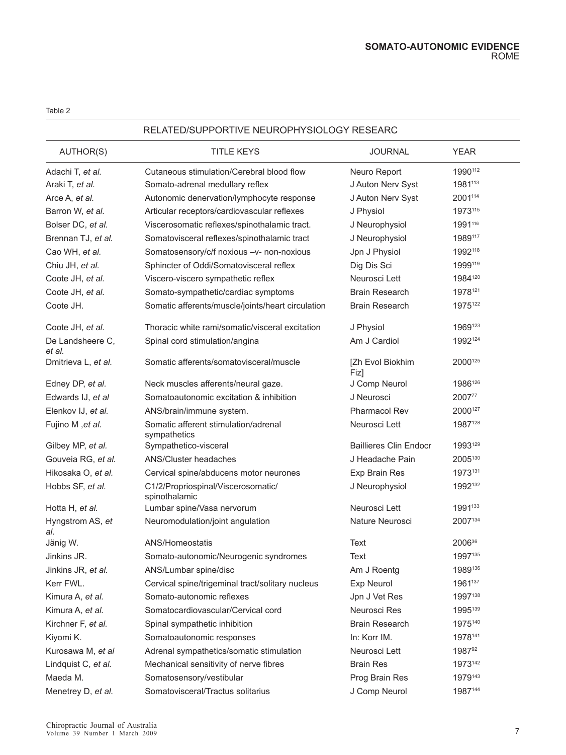Table 2

| RELATED/SUPPORTIVE NEUROPHYSIOLOGY RESEARC | | | |
|---|---|---|---|
| AUTHOR(S) | TITLE KEYS | JOURNAL | YEAR |
| Adachi T, *et al.* | Cutaneous stimulation/Cerebral blood flow | Neuro Report | 1990[112] |
| Araki T, *et al.* | Somato-adrenal medullary reflex | J Auton Nerv Syst | 1981[113] |
| Arce A, *et al.* | Autonomic denervation/lymphocyte response | J Auton Nerv Syst | 2001[114] |
| Barron W, *et al.* | Articular receptors/cardiovascular reflexes | J Physiol | 1973[115] |
| Bolser DC, *et al.* | Viscerosomatic reflexes/spinothalamic tract. | J Neurophysiol | 1991[116] |
| Brennan TJ, *et al.* | Somatovisceral reflexes/spinothalamic tract | J Neurophysiol | 1989[117] |
| Cao WH, *et al.* | Somatosensory/c/f noxious –v- non-noxious | Jpn J Physiol | 1992[118] |
| Chiu JH, *et al.* | Sphincter of Oddi/Somatovisceral reflex | Dig Dis Sci | 1999[119] |
| Coote JH, *et al.* | Viscero-viscero sympathetic reflex | Neurosci Lett | 1984[120] |
| Coote JH, *et al.* | Somato-sympathetic/cardiac symptoms | Brain Research | 1978[121] |
| Coote JH. | Somatic afferents/muscle/joints/heart circulation | Brain Research | 1975[122] |
| Coote JH, *et al.* | Thoracic white rami/somatic/visceral excitation | J Physiol | 1969[123] |
| De Landsheere C, *et al.* | Spinal cord stimulation/angina | Am J Cardiol | 1992[124] |
| Dmitrieva L, *et al.* | Somatic afferents/somatovisceral/muscle | [Zh Evol Biokhim Fiz] | 2000[125] |
| Edney DP, *et al.* | Neck muscles afferents/neural gaze. | J Comp Neurol | 1986[126] |
| Edwards IJ, *et al* | Somatoautonomic excitation & inhibition | J Neurosci | 2007[77] |
| Elenkov IJ, *et al.* | ANS/brain/immune system. | Pharmacol Rev | 2000[127] |
| Fujino M ,*et al.* | Somatic afferent stimulation/adrenal sympathetics | Neurosci Lett | 1987[128] |
| Gilbey MP, *et al.* | Sympathetico-visceral | Baillieres Clin Endocr | 1993[129] |
| Gouveia RG, *et al.* | ANS/Cluster headaches | J Headache Pain | 2005[130] |
| Hikosaka O, *et al.* | Cervical spine/abducens motor neurones | Exp Brain Res | 1973[131] |
| Hobbs SF, *et al.* | C1/2/Propriospinal/Viscerosomatic/ spinothalamic | J Neurophysiol | 1992[132] |
| Hotta H, *et al.* | Lumbar spine/Vasa nervorum | Neurosci Lett | 1991[133] |
| Hyngstrom AS, *et al.* | Neuromodulation/joint angulation | Nature Neurosci | 2007[134] |
| Jänig W. | ANS/Homeostatis | Text | 2006[36] |
| Jinkins JR. | Somato-autonomic/Neurogenic syndromes | Text | 1997[135] |
| Jinkins JR, *et al.* | ANS/Lumbar spine/disc | Am J Roentg | 1989[136] |
| Kerr FWL. | Cervical spine/trigeminal tract/solitary nucleus | Exp Neurol | 1961[137] |
| Kimura A, *et al.* | Somato-autonomic reflexes | Jpn J Vet Res | 1997[138] |
| Kimura A, *et al.* | Somatocardiovascular/Cervical cord | Neurosci Res | 1995[139] |
| Kirchner F, *et al.* | Spinal sympathetic inhibition | Brain Research | 1975[140] |
| Kiyomi K. | Somatoautonomic responses | In: Korr IM. | 1978[141] |
| Kurosawa M, *et al* | Adrenal sympathetics/somatic stimulation | Neurosci Lett | 1987[92] |
| Lindquist C, *et al.* | Mechanical sensitivity of nerve fibres | Brain Res | 1973[142] |
| Maeda M. | Somatosensory/vestibular | Prog Brain Res | 1979[143] |
| Menetrey D, *et al.* | Somatovisceral/Tractus solitarius | J Comp Neurol | 1987[144] |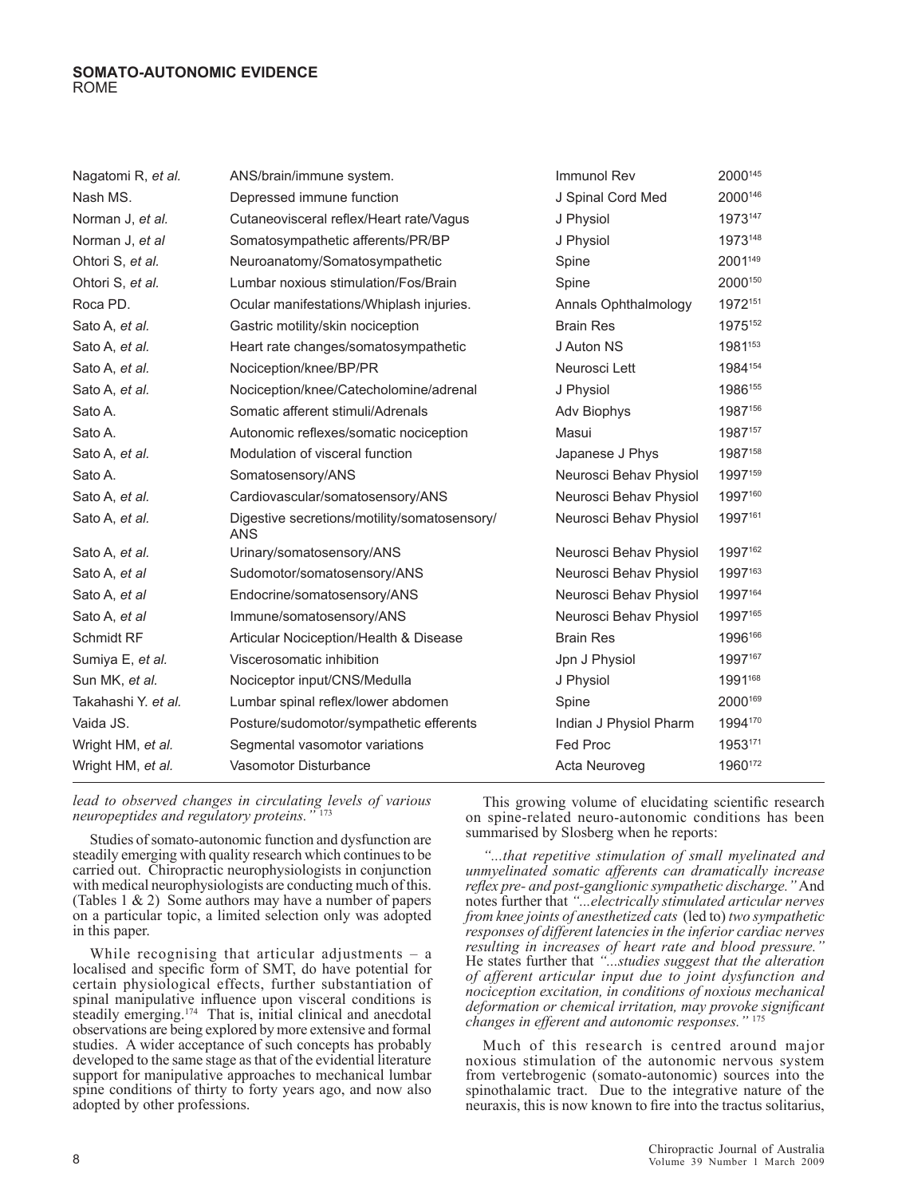| | | | |
|---|---|---|---|
| Nagatomi R, *et al.* | ANS/brain/immune system. | Immunol Rev | 2000[145] |
| Nash MS. | Depressed immune function | J Spinal Cord Med | 2000[146] |
| Norman J, *et al.* | Cutaneovisceral reflex/Heart rate/Vagus | J Physiol | 1973[147] |
| Norman J, *et al* | Somatosympathetic afferents/PR/BP | J Physiol | 1973[148] |
| Ohtori S, *et al.* | Neuroanatomy/Somatosympathetic | Spine | 2001[149] |
| Ohtori S, *et al.* | Lumbar noxious stimulation/Fos/Brain | Spine | 2000[150] |
| Roca PD. | Ocular manifestations/Whiplash injuries. | Annals Ophthalmology | 1972[151] |
| Sato A, *et al.* | Gastric motility/skin nociception | Brain Res | 1975[152] |
| Sato A, *et al.* | Heart rate changes/somatosympathetic | J Auton NS | 1981[153] |
| Sato A, *et al.* | Nociception/knee/BP/PR | Neurosci Lett | 1984[154] |
| Sato A, *et al.* | Nociception/knee/Catecholomine/adrenal | J Physiol | 1986[155] |
| Sato A. | Somatic afferent stimuli/Adrenals | Adv Biophys | 1987[156] |
| Sato A. | Autonomic reflexes/somatic nociception | Masui | 1987[157] |
| Sato A, *et al.* | Modulation of visceral function | Japanese J Phys | 1987[158] |
| Sato A. | Somatosensory/ANS | Neurosci Behav Physiol | 1997[159] |
| Sato A, *et al.* | Cardiovascular/somatosensory/ANS | Neurosci Behav Physiol | 1997[160] |
| Sato A, *et al.* | Digestive secretions/motility/somatosensory/ANS | Neurosci Behav Physiol | 1997[161] |
| Sato A, *et al.* | Urinary/somatosensory/ANS | Neurosci Behav Physiol | 1997[162] |
| Sato A, *et al* | Sudomotor/somatosensory/ANS | Neurosci Behav Physiol | 1997[163] |
| Sato A, *et al* | Endocrine/somatosensory/ANS | Neurosci Behav Physiol | 1997[164] |
| Sato A, *et al* | Immune/somatosensory/ANS | Neurosci Behav Physiol | 1997[165] |
| Schmidt RF | Articular Nociception/Health & Disease | Brain Res | 1996[166] |
| Sumiya E, *et al.* | Viscerosomatic inhibition | Jpn J Physiol | 1997[167] |
| Sun MK, *et al.* | Nociceptor input/CNS/Medulla | J Physiol | 1991[168] |
| Takahashi Y. *et al.* | Lumbar spinal reflex/lower abdomen | Spine | 2000[169] |
| Vaida JS. | Posture/sudomotor/sympathetic efferents | Indian J Physiol Pharm | 1994[170] |
| Wright HM, *et al.* | Segmental vasomotor variations | Fed Proc | 1953[171] |
| Wright HM, *et al.* | Vasomotor Disturbance | Acta Neuroveg | 1960[172] |

*lead to observed changes in circulating levels of various neuropeptides and regulatory proteins."* [173]

Studies of somato-autonomic function and dysfunction are steadily emerging with quality research which continues to be carried out. Chiropractic neurophysiologists in conjunction with medical neurophysiologists are conducting much of this. (Tables 1 & 2) Some authors may have a number of papers on a particular topic, a limited selection only was adopted in this paper.

While recognising that articular adjustments – a localised and specific form of SMT, do have potential for certain physiological effects, further substantiation of spinal manipulative influence upon visceral conditions is steadily emerging.[174] That is, initial clinical and anecdotal observations are being explored by more extensive and formal studies. A wider acceptance of such concepts has probably developed to the same stage as that of the evidential literature support for manipulative approaches to mechanical lumbar spine conditions of thirty to forty years ago, and now also adopted by other professions.

This growing volume of elucidating scientific research on spine-related neuro-autonomic conditions has been summarised by Slosberg when he reports:

*"...that repetitive stimulation of small myelinated and unmyelinated somatic afferents can dramatically increase reflex pre- and post-ganglionic sympathetic discharge."* And notes further that *"...electrically stimulated articular nerves from knee joints of anesthetized cats* (led to) *two sympathetic responses of different latencies in the inferior cardiac nerves resulting in increases of heart rate and blood pressure."* He states further that *"...studies suggest that the alteration of afferent articular input due to joint dysfunction and nociception excitation, in conditions of noxious mechanical deformation or chemical irritation, may provoke significant changes in efferent and autonomic responses."* [175]

Much of this research is centred around major noxious stimulation of the autonomic nervous system from vertebrogenic (somato-autonomic) sources into the spinothalamic tract. Due to the integrative nature of the neuraxis, this is now known to fire into the tractus solitarius,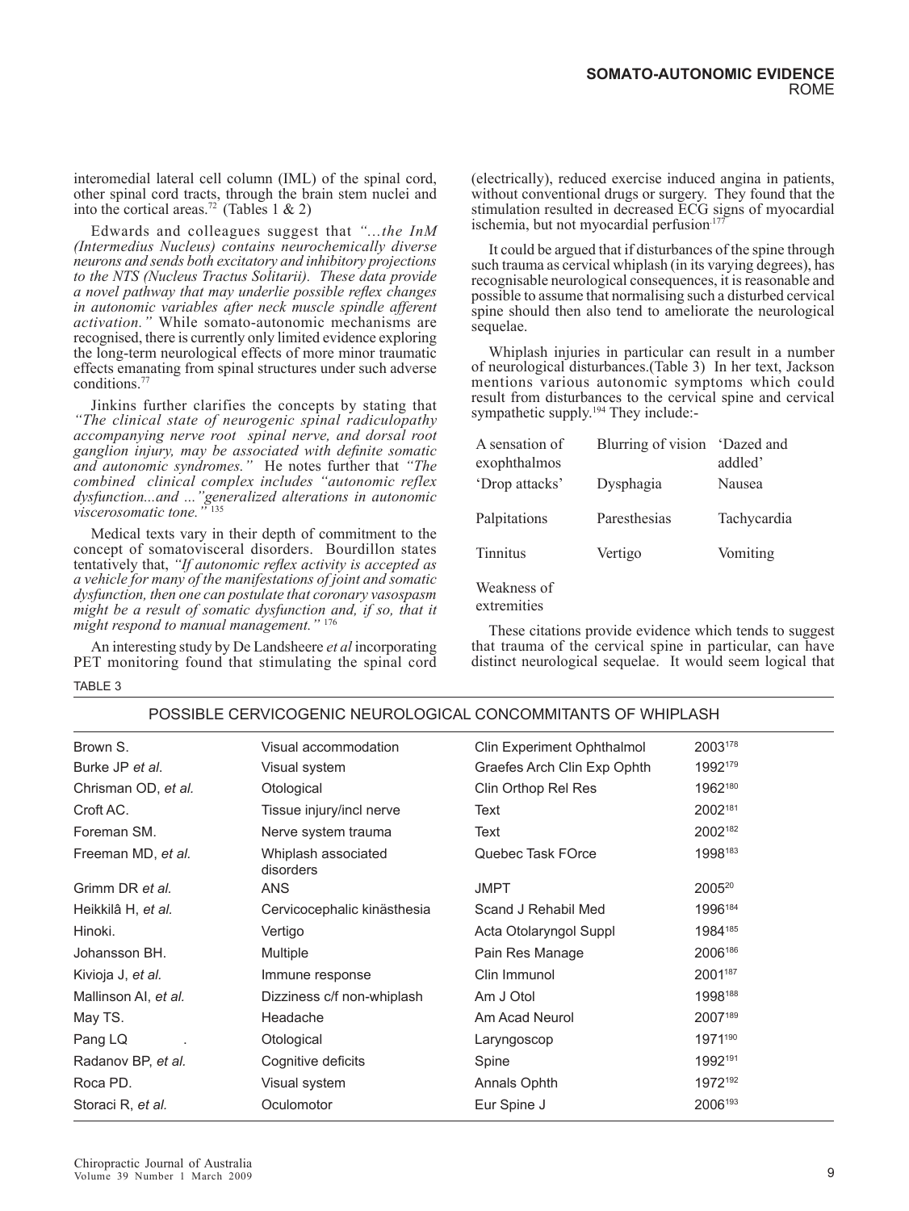interomedial lateral cell column (IML) of the spinal cord, other spinal cord tracts, through the brain stem nuclei and into the cortical areas.[72] (Tables 1 & 2)

Edwards and colleagues suggest that *"...the InM (Intermedius Nucleus) contains neurochemically diverse neurons and sends both excitatory and inhibitory projections to the NTS (Nucleus Tractus Solitarii). These data provide a novel pathway that may underlie possible reflex changes in autonomic variables after neck muscle spindle afferent activation."* While somato-autonomic mechanisms are recognised, there is currently only limited evidence exploring the long-term neurological effects of more minor traumatic effects emanating from spinal structures under such adverse conditions.[77]

Jinkins further clarifies the concepts by stating that *"The clinical state of neurogenic spinal radiculopathy accompanying nerve root spinal nerve, and dorsal root ganglion injury, may be associated with definite somatic and autonomic syndromes."* He notes further that *"The combined clinical complex includes "autonomic reflex dysfunction...and ..."generalized alterations in autonomic viscerosomatic tone."* [135]

Medical texts vary in their depth of commitment to the concept of somatovisceral disorders. Bourdillon states tentatively that, *"If autonomic reflex activity is accepted as a vehicle for many of the manifestations of joint and somatic dysfunction, then one can postulate that coronary vasospasm might be a result of somatic dysfunction and, if so, that it might respond to manual management."* [176]

An interesting study by De Landsheere *et al* incorporating PET monitoring found that stimulating the spinal cord (electrically), reduced exercise induced angina in patients, without conventional drugs or surgery. They found that the stimulation resulted in decreased ECG signs of myocardial ischemia, but not myocardial perfusion.[177]

It could be argued that if disturbances of the spine through such trauma as cervical whiplash (in its varying degrees), has recognisable neurological consequences, it is reasonable and possible to assume that normalising such a disturbed cervical spine should then also tend to ameliorate the neurological sequelae.

Whiplash injuries in particular can result in a number of neurological disturbances.(Table 3) In her text, Jackson mentions various autonomic symptoms which could result from disturbances to the cervical spine and cervical sympathetic supply.[194] They include:-

| | | |
|---|---|---|
| A sensation of exophthalmos | Blurring of vision | 'Dazed and addled' |
| 'Drop attacks' | Dysphagia | Nausea |
| Palpitations | Paresthesias | Tachycardia |
| Tinnitus | Vertigo | Vomiting |
| Weakness of extremities | | |

These citations provide evidence which tends to suggest that trauma of the cervical spine in particular, can have distinct neurological sequelae. It would seem logical that

TABLE 3

POSSIBLE CERVICOGENIC NEUROLOGICAL CONCOMMITANTS OF WHIPLASH

| | | | |
|---|---|---|---|
| Brown S. | Visual accommodation | Clin Experiment Ophthalmol | 2003[178] |
| Burke JP *et al*. | Visual system | Graefes Arch Clin Exp Ophth | 1992[179] |
| Chrisman OD, *et al*. | Otological | Clin Orthop Rel Res | 1962[180] |
| Croft AC. | Tissue injury/incl nerve | Text | 2002[181] |
| Foreman SM. | Nerve system trauma | Text | 2002[182] |
| Freeman MD, *et al*. | Whiplash associated disorders | Quebec Task FOrce | 1998[183] |
| Grimm DR *et al*. | ANS | JMPT | 2005[20] |
| Heikkilâ H, *et al*. | Cervicocephalic kinästhesia | Scand J Rehabil Med | 1996[184] |
| Hinoki. | Vertigo | Acta Otolaryngol Suppl | 1984[185] |
| Johansson BH. | Multiple | Pain Res Manage | 2006[186] |
| Kivioja J, *et al*. | Immune response | Clin Immunol | 2001[187] |
| Mallinson AI, *et al*. | Dizziness c/f non-whiplash | Am J Otol | 1998[188] |
| May TS. | Headache | Am Acad Neurol | 2007[189] |
| Pang LQ . | Otological | Laryngoscop | 1971[190] |
| Radanov BP, *et al*. | Cognitive deficits | Spine | 1992[191] |
| Roca PD. | Visual system | Annals Ophth | 1972[192] |
| Storaci R, *et al*. | Oculomotor | Eur Spine J | 2006[193] |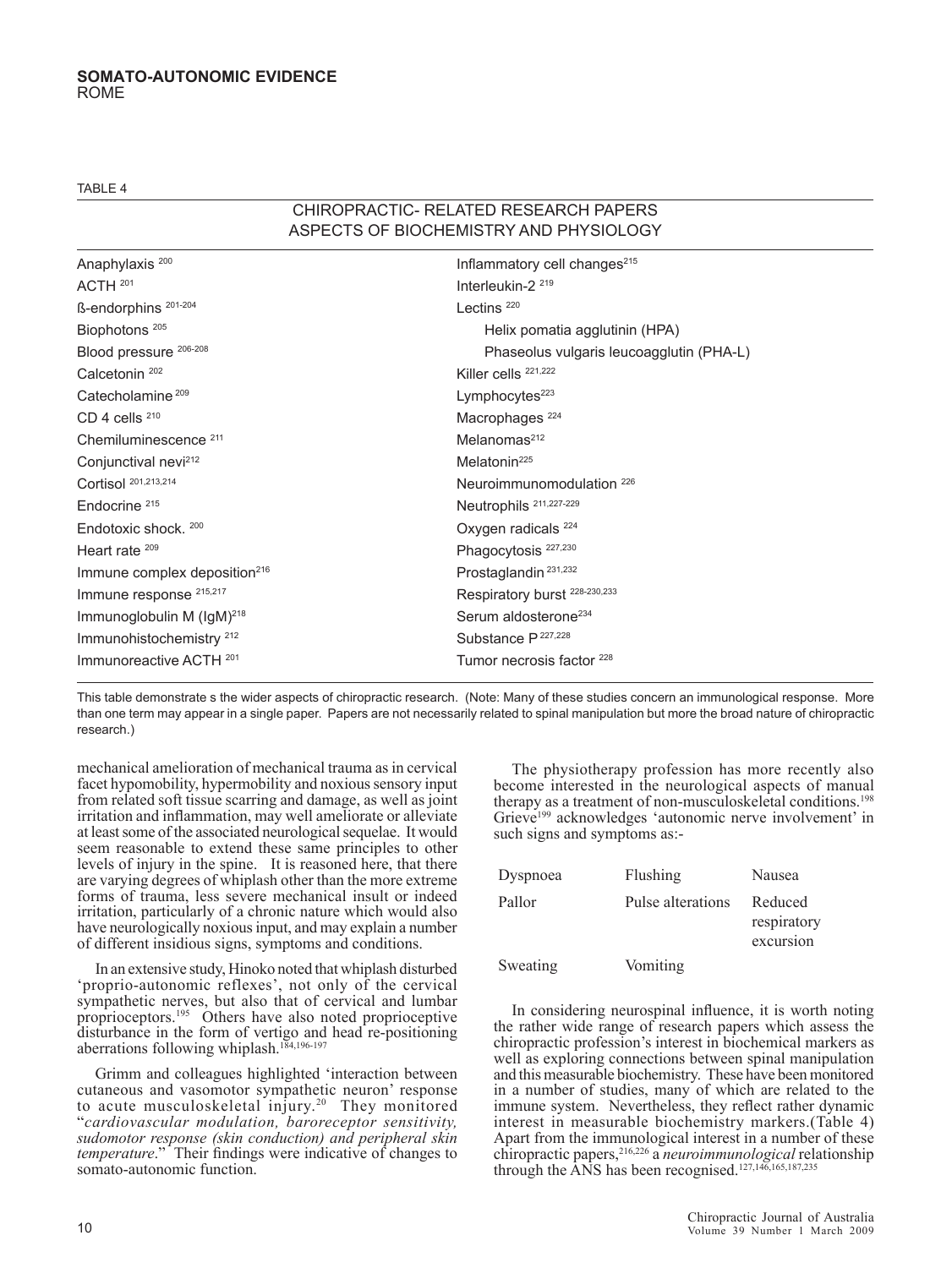TABLE 4

## CHIROPRACTIC- RELATED RESEARCH PAPERS ASPECTS OF BIOCHEMISTRY AND PHYSIOLOGY

| | |
|---|---|
| Anaphylaxis [200] | Inflammatory cell changes[215] |
| ACTH [201] | Interleukin-2 [219] |
| ß-endorphins [201-204] | Lectins [220] |
| Biophotons [205] | Helix pomatia agglutinin (HPA) |
| Blood pressure [206-208] | Phaseolus vulgaris leucoagglutin (PHA-L) |
| Calcetonin [202] | Killer cells [221,222] |
| Catecholamine [209] | Lymphocytes[223] |
| CD 4 cells [210] | Macrophages [224] |
| Chemiluminescence [211] | Melanomas[212] |
| Conjunctival nevi[212] | Melatonin[225] |
| Cortisol [201,213,214] | Neuroimmunomodulation [226] |
| Endocrine [215] | Neutrophils [211,227-229] |
| Endotoxic shock. [200] | Oxygen radicals [224] |
| Heart rate [209] | Phagocytosis [227,230] |
| Immune complex deposition[216] | Prostaglandin [231,232] |
| Immune response [215,217] | Respiratory burst [228-230,233] |
| Immunoglobulin M (IgM)[218] | Serum aldosterone[234] |
| Immunohistochemistry [212] | Substance P [227,228] |
| Immunoreactive ACTH [201] | Tumor necrosis factor [228] |

This table demonstrate s the wider aspects of chiropractic research. (Note: Many of these studies concern an immunological response. More than one term may appear in a single paper. Papers are not necessarily related to spinal manipulation but more the broad nature of chiropractic research.)

mechanical amelioration of mechanical trauma as in cervical facet hypomobility, hypermobility and noxious sensory input from related soft tissue scarring and damage, as well as joint irritation and inflammation, may well ameliorate or alleviate at least some of the associated neurological sequelae. It would seem reasonable to extend these same principles to other levels of injury in the spine. It is reasoned here, that there are varying degrees of whiplash other than the more extreme forms of trauma, less severe mechanical insult or indeed irritation, particularly of a chronic nature which would also have neurologically noxious input, and may explain a number of different insidious signs, symptoms and conditions.

In an extensive study, Hinoko noted that whiplash disturbed 'proprio-autonomic reflexes', not only of the cervical sympathetic nerves, but also that of cervical and lumbar proprioceptors.[195] Others have also noted proprioceptive disturbance in the form of vertigo and head re-positioning aberrations following whiplash.[184,196-197]

Grimm and colleagues highlighted 'interaction between cutaneous and vasomotor sympathetic neuron' response to acute musculoskeletal injury.[20] They monitored "*cardiovascular modulation, baroreceptor sensitivity, sudomotor response (skin conduction) and peripheral skin temperature*." Their findings were indicative of changes to somato-autonomic function.

The physiotherapy profession has more recently also become interested in the neurological aspects of manual therapy as a treatment of non-musculoskeletal conditions.[198] Grieve[199] acknowledges 'autonomic nerve involvement' in such signs and symptoms as:-

| | | |
|---|---|---|
| Dyspnoea | Flushing | Nausea |
| Pallor | Pulse alterations | Reduced respiratory excursion |
| Sweating | Vomiting | |

In considering neurospinal influence, it is worth noting the rather wide range of research papers which assess the chiropractic profession's interest in biochemical markers as well as exploring connections between spinal manipulation and this measurable biochemistry. These have been monitored in a number of studies, many of which are related to the immune system. Nevertheless, they reflect rather dynamic interest in measurable biochemistry markers.(Table 4) Apart from the immunological interest in a number of these chiropractic papers,[216,226] a *neuroimmunological* relationship through the ANS has been recognised.[127,146,165,187,235]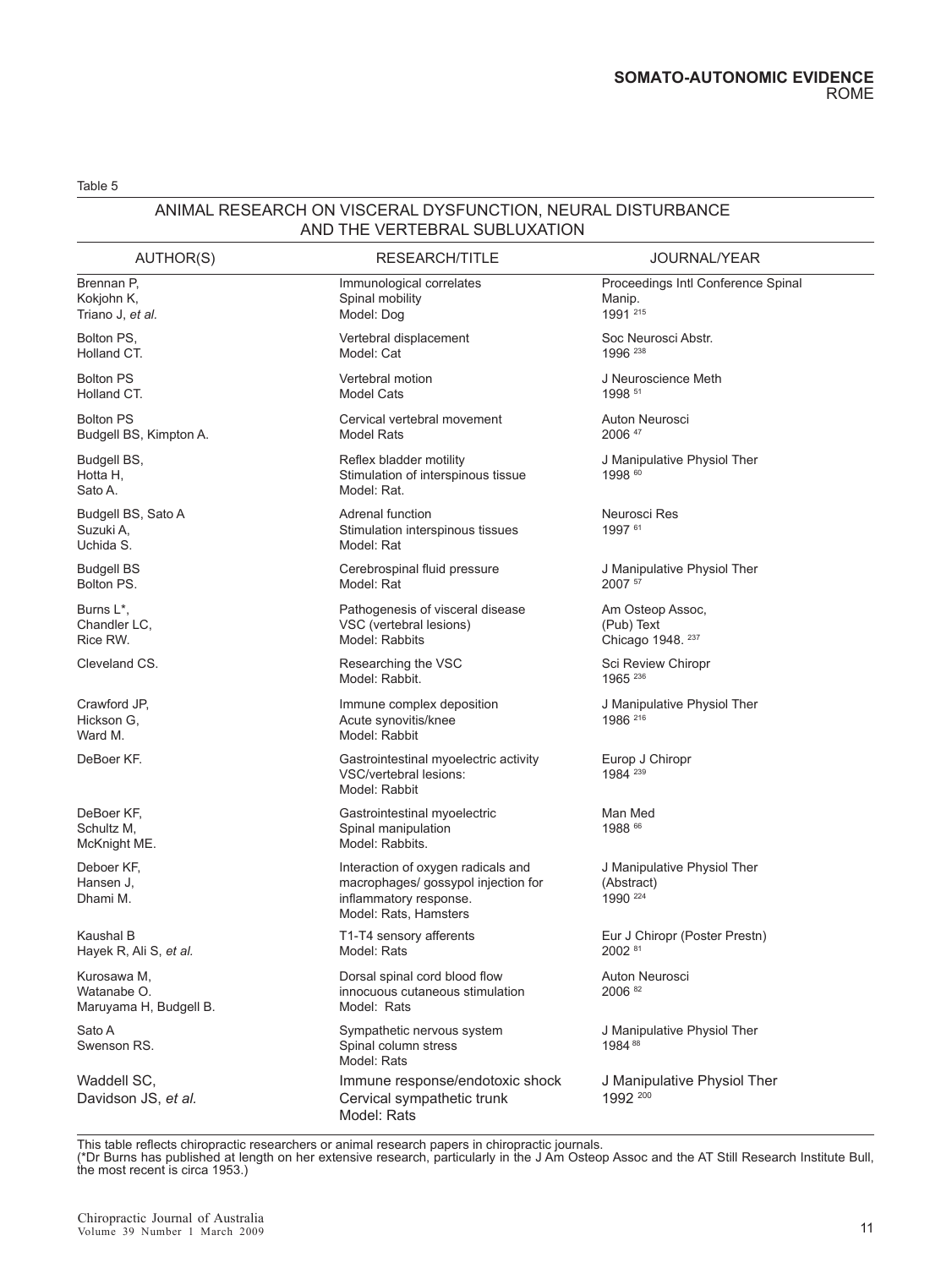Table 5

## ANIMAL RESEARCH ON VISCERAL DYSFUNCTION, NEURAL DISTURBANCE AND THE VERTEBRAL SUBLUXATION

| AUTHOR(S) | RESEARCH/TITLE | JOURNAL/YEAR |
|---|---|---|
| Brennan P, Kokjohn K, Triano J, *et al.* | Immunological correlates Spinal mobility Model: Dog | Proceedings Intl Conference Spinal Manip. 1991 [215] |
| Bolton PS, Holland CT. | Vertebral displacement Model: Cat | Soc Neurosci Abstr. 1996 [238] |
| Bolton PS Holland CT. | Vertebral motion Model Cats | J Neuroscience Meth 1998 [51] |
| Bolton PS Budgell BS, Kimpton A. | Cervical vertebral movement Model Rats | Auton Neurosci 2006 [47] |
| Budgell BS, Hotta H, Sato A. | Reflex bladder motility Stimulation of interspinous tissue Model: Rat. | J Manipulative Physiol Ther 1998 [60] |
| Budgell BS, Sato A Suzuki A, Uchida S. | Adrenal function Stimulation interspinous tissues Model: Rat | Neurosci Res 1997 [61] |
| Budgell BS Bolton PS. | Cerebrospinal fluid pressure Model: Rat | J Manipulative Physiol Ther 2007 [57] |
| Burns L*, Chandler LC, Rice RW. | Pathogenesis of visceral disease VSC (vertebral lesions) Model: Rabbits | Am Osteop Assoc, (Pub) Text Chicago 1948. [237] |
| Cleveland CS. | Researching the VSC Model: Rabbit. | Sci Review Chiropr 1965 [236] |
| Crawford JP, Hickson G, Ward M. | Immune complex deposition Acute synovitis/knee Model: Rabbit | J Manipulative Physiol Ther 1986 [216] |
| DeBoer KF. | Gastrointestinal myoelectric activity VSC/vertebral lesions: Model: Rabbit | Europ J Chiropr 1984 [239] |
| DeBoer KF, Schultz M, McKnight ME. | Gastrointestinal myoelectric Spinal manipulation Model: Rabbits. | Man Med 1988 [66] |
| Deboer KF, Hansen J, Dhami M. | Interaction of oxygen radicals and macrophages/ gossypol injection for inflammatory response. Model: Rats, Hamsters | J Manipulative Physiol Ther (Abstract) 1990 [224] |
| Kaushal B Hayek R, Ali S, *et al.* | T1-T4 sensory afferents Model: Rats | Eur J Chiropr (Poster Prestn) 2002 [81] |
| Kurosawa M, Watanabe O. Maruyama H, Budgell B. | Dorsal spinal cord blood flow innocuous cutaneous stimulation Model: Rats | Auton Neurosci 2006 [82] |
| Sato A Swenson RS. | Sympathetic nervous system Spinal column stress Model: Rats | J Manipulative Physiol Ther 1984 [88] |
| Waddell SC, Davidson JS, *et al.* | Immune response/endotoxic shock Cervical sympathetic trunk Model: Rats | J Manipulative Physiol Ther 1992 [200] |

This table reflects chiropractic researchers or animal research papers in chiropractic journals.
(*Dr Burns has published at length on her extensive research, particularly in the J Am Osteop Assoc and the AT Still Research Institute Bull, the most recent is circa 1953.)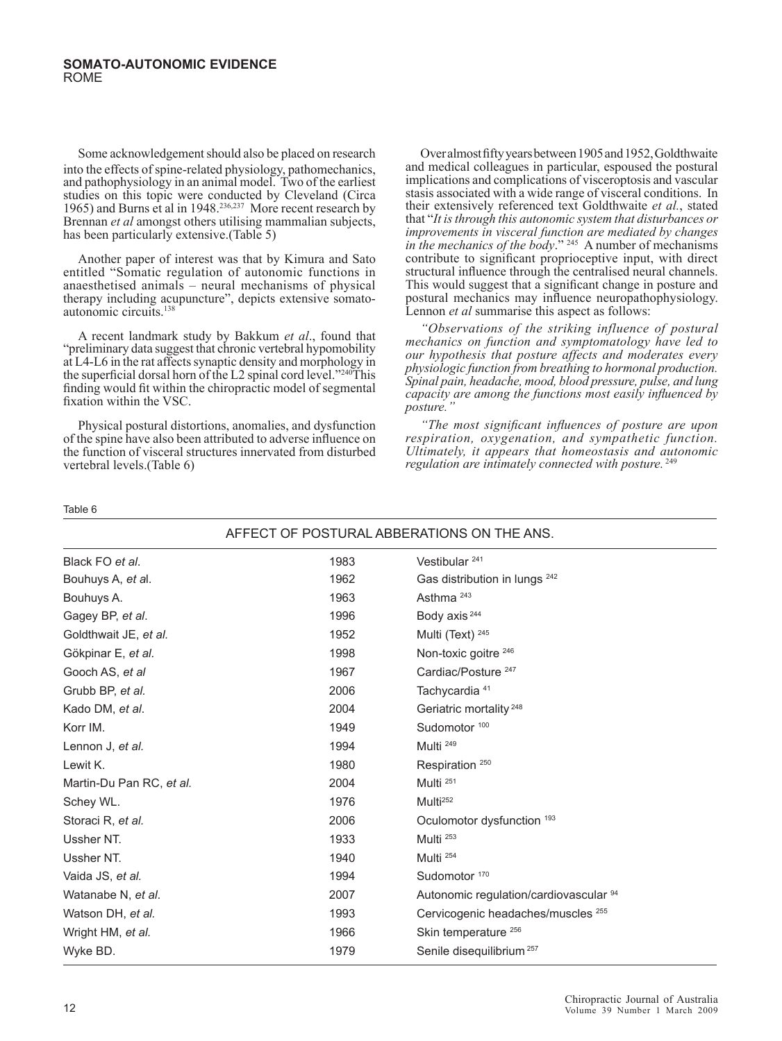Some acknowledgement should also be placed on research into the effects of spine-related physiology, pathomechanics, and pathophysiology in an animal model. Two of the earliest studies on this topic were conducted by Cleveland (Circa 1965) and Burns et al in 1948.[236,237] More recent research by Brennan *et al* amongst others utilising mammalian subjects, has been particularly extensive.(Table 5)

Another paper of interest was that by Kimura and Sato entitled "Somatic regulation of autonomic functions in anaesthetised animals – neural mechanisms of physical therapy including acupuncture", depicts extensive somato-autonomic circuits.[138]

A recent landmark study by Bakkum *et al*., found that "preliminary data suggest that chronic vertebral hypomobility at L4-L6 in the rat affects synaptic density and morphology in the superficial dorsal horn of the L2 spinal cord level."[240] This finding would fit within the chiropractic model of segmental fixation within the VSC.

Physical postural distortions, anomalies, and dysfunction of the spine have also been attributed to adverse influence on the function of visceral structures innervated from disturbed vertebral levels.(Table 6)

Over almost fifty years between 1905 and 1952, Goldthwaite and medical colleagues in particular, espoused the postural implications and complications of visceroptosis and vascular stasis associated with a wide range of visceral conditions. In their extensively referenced text Goldthwaite *et al.*, stated that "*It is through this autonomic system that disturbances or improvements in visceral function are mediated by changes in the mechanics of the body*." [245] A number of mechanisms contribute to significant proprioceptive input, with direct structural influence through the centralised neural channels. This would suggest that a significant change in posture and postural mechanics may influence neuropathophysiology. Lennon *et al* summarise this aspect as follows:

*"Observations of the striking influence of postural mechanics on function and symptomatology have led to our hypothesis that posture affects and moderates every physiologic function from breathing to hormonal production. Spinal pain, headache, mood, blood pressure, pulse, and lung capacity are among the functions most easily influenced by posture."*

*"The most significant influences of posture are upon respiration, oxygenation, and sympathetic function. Ultimately, it appears that homeostasis and autonomic regulation are intimately connected with posture.* [249]

Table 6

| AFFECT OF POSTURAL ABBERATIONS ON THE ANS. | | |
|---|---|---|
| Black FO *et al*. | 1983 | Vestibular [241] |
| Bouhuys A, *et a*l. | 1962 | Gas distribution in lungs [242] |
| Bouhuys A. | 1963 | Asthma [243] |
| Gagey BP, *et al*. | 1996 | Body axis [244] |
| Goldthwait JE, *et al.* | 1952 | Multi (Text) [245] |
| Gökpinar E, *et al.* | 1998 | Non-toxic goitre [246] |
| Gooch AS, *et al* | 1967 | Cardiac/Posture [247] |
| Grubb BP, *et al.* | 2006 | Tachycardia [41] |
| Kado DM, *et al*. | 2004 | Geriatric mortality [248] |
| Korr IM. | 1949 | Sudomotor [100] |
| Lennon J, *et al.* | 1994 | Multi [249] |
| Lewit K. | 1980 | Respiration [250] |
| Martin-Du Pan RC, *et al.* | 2004 | Multi [251] |
| Schey WL. | 1976 | Multi[252] |
| Storaci R, *et al.* | 2006 | Oculomotor dysfunction [193] |
| Ussher NT. | 1933 | Multi [253] |
| Ussher NT. | 1940 | Multi [254] |
| Vaida JS, *et al.* | 1994 | Sudomotor [170] |
| Watanabe N, *et al*. | 2007 | Autonomic regulation/cardiovascular [94] |
| Watson DH, *et al.* | 1993 | Cervicogenic headaches/muscles [255] |
| Wright HM, *et al.* | 1966 | Skin temperature [256] |
| Wyke BD. | 1979 | Senile disequilibrium [257] |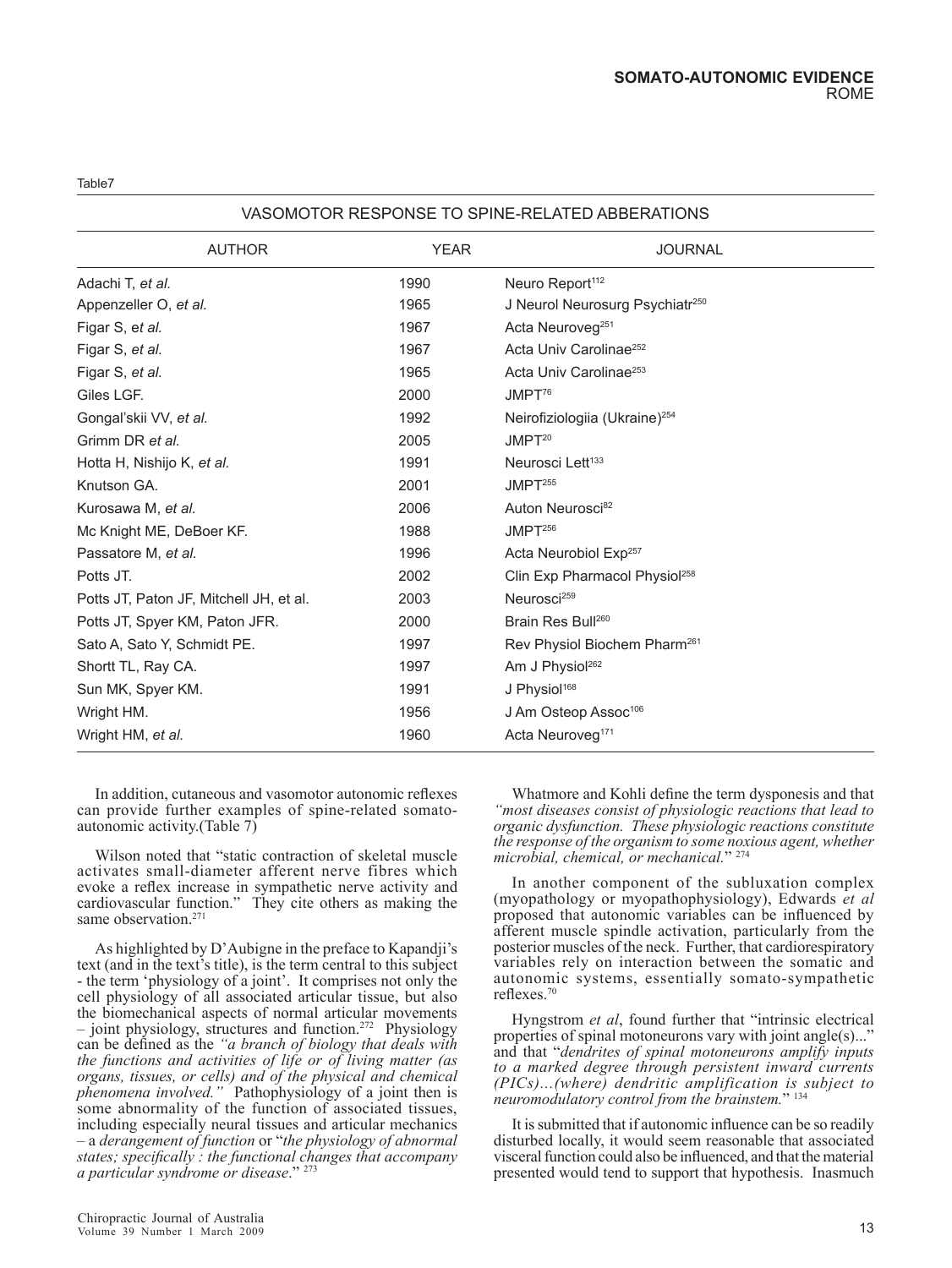Table7

VASOMOTOR RESPONSE TO SPINE-RELATED ABBERATIONS

| AUTHOR | YEAR | JOURNAL |
|---|---|---|
| Adachi T, *et al.* | 1990 | Neuro Report[112] |
| Appenzeller O, *et al.* | 1965 | J Neurol Neurosurg Psychiatr[250] |
| Figar S, *et al.* | 1967 | Acta Neuroveg[251] |
| Figar S, *et al.* | 1967 | Acta Univ Carolinae[252] |
| Figar S, *et al.* | 1965 | Acta Univ Carolinae[253] |
| Giles LGF. | 2000 | JMPT[76] |
| Gongal'skii VV, *et al.* | 1992 | Neirofiziologiia (Ukraine)[254] |
| Grimm DR *et al.* | 2005 | JMPT[20] |
| Hotta H, Nishijo K, *et al.* | 1991 | Neurosci Lett[133] |
| Knutson GA. | 2001 | JMPT[255] |
| Kurosawa M, *et al.* | 2006 | Auton Neurosci[82] |
| Mc Knight ME, DeBoer KF. | 1988 | JMPT[256] |
| Passatore M, *et al.* | 1996 | Acta Neurobiol Exp[257] |
| Potts JT. | 2002 | Clin Exp Pharmacol Physiol[258] |
| Potts JT, Paton JF, Mitchell JH, et al. | 2003 | Neurosci[259] |
| Potts JT, Spyer KM, Paton JFR. | 2000 | Brain Res Bull[260] |
| Sato A, Sato Y, Schmidt PE. | 1997 | Rev Physiol Biochem Pharm[261] |
| Shortt TL, Ray CA. | 1997 | Am J Physiol[262] |
| Sun MK, Spyer KM. | 1991 | J Physiol[168] |
| Wright HM. | 1956 | J Am Osteop Assoc[106] |
| Wright HM, *et al.* | 1960 | Acta Neuroveg[171] |

In addition, cutaneous and vasomotor autonomic reflexes can provide further examples of spine-related somato-autonomic activity.(Table 7)

Wilson noted that "static contraction of skeletal muscle activates small-diameter afferent nerve fibres which evoke a reflex increase in sympathetic nerve activity and cardiovascular function." They cite others as making the same observation.[271]

As highlighted by D'Aubigne in the preface to Kapandji's text (and in the text's title), is the term central to this subject - the term 'physiology of a joint'. It comprises not only the cell physiology of all associated articular tissue, but also the biomechanical aspects of normal articular movements – joint physiology, structures and function.[272] Physiology can be defined as the *"a branch of biology that deals with the functions and activities of life or of living matter (as organs, tissues, or cells) and of the physical and chemical phenomena involved."* Pathophysiology of a joint then is some abnormality of the function of associated tissues, including especially neural tissues and articular mechanics – a *derangement of function* or "*the physiology of abnormal states; specifically : the functional changes that accompany a particular syndrome or disease*." [273]

Whatmore and Kohli define the term dysponesis and that *"most diseases consist of physiologic reactions that lead to organic dysfunction. These physiologic reactions constitute the response of the organism to some noxious agent, whether microbial, chemical, or mechanical.*" [274]

In another component of the subluxation complex (myopathology or myopathophysiology), Edwards *et al* proposed that autonomic variables can be influenced by afferent muscle spindle activation, particularly from the posterior muscles of the neck. Further, that cardiorespiratory variables rely on interaction between the somatic and autonomic systems, essentially somato-sympathetic reflexes.[70]

Hyngstrom *et al*, found further that "intrinsic electrical properties of spinal motoneurons vary with joint angle(s)..." and that "*dendrites of spinal motoneurons amplify inputs to a marked degree through persistent inward currents (PICs)...(where) dendritic amplification is subject to neuromodulatory control from the brainstem.*" [134]

It is submitted that if autonomic influence can be so readily disturbed locally, it would seem reasonable that associated visceral function could also be influenced, and that the material presented would tend to support that hypothesis. Inasmuch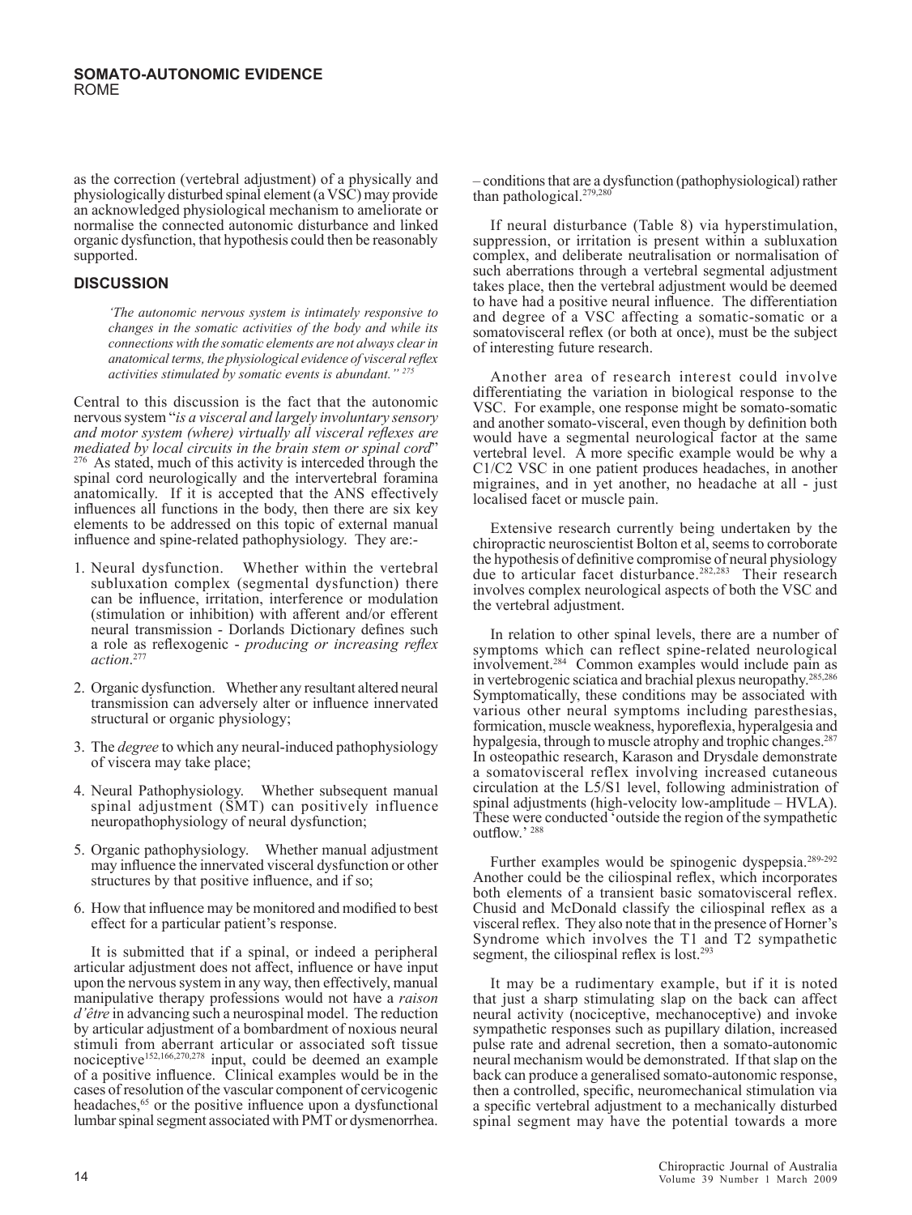as the correction (vertebral adjustment) of a physically and physiologically disturbed spinal element (a VSC) may provide an acknowledged physiological mechanism to ameliorate or normalise the connected autonomic disturbance and linked organic dysfunction, that hypothesis could then be reasonably supported.

## DISCUSSION

> *'The autonomic nervous system is intimately responsive to changes in the somatic activities of the body and while its connections with the somatic elements are not always clear in anatomical terms, the physiological evidence of visceral reflex activities stimulated by somatic events is abundant."* [275]

Central to this discussion is the fact that the autonomic nervous system "*is a visceral and largely involuntary sensory and motor system (where) virtually all visceral reflexes are mediated by local circuits in the brain stem or spinal cord*" [276] As stated, much of this activity is interceded through the spinal cord neurologically and the intervertebral foramina anatomically. If it is accepted that the ANS effectively influences all functions in the body, then there are six key elements to be addressed on this topic of external manual influence and spine-related pathophysiology. They are:-

1. Neural dysfunction. Whether within the vertebral subluxation complex (segmental dysfunction) there can be influence, irritation, interference or modulation (stimulation or inhibition) with afferent and/or efferent neural transmission - Dorlands Dictionary defines such a role as reflexogenic - *producing or increasing reflex action*.[277]
2. Organic dysfunction. Whether any resultant altered neural transmission can adversely alter or influence innervated structural or organic physiology;
3. The *degree* to which any neural-induced pathophysiology of viscera may take place;
4. Neural Pathophysiology. Whether subsequent manual spinal adjustment (SMT) can positively influence neuropathophysiology of neural dysfunction;
5. Organic pathophysiology. Whether manual adjustment may influence the innervated visceral dysfunction or other structures by that positive influence, and if so;
6. How that influence may be monitored and modified to best effect for a particular patient's response.

It is submitted that if a spinal, or indeed a peripheral articular adjustment does not affect, influence or have input upon the nervous system in any way, then effectively, manual manipulative therapy professions would not have a *raison d'être* in advancing such a neurospinal model. The reduction by articular adjustment of a bombardment of noxious neural stimuli from aberrant articular or associated soft tissue nociceptive[152,166,270,278] input, could be deemed an example of a positive influence. Clinical examples would be in the cases of resolution of the vascular component of cervicogenic headaches,[65] or the positive influence upon a dysfunctional lumbar spinal segment associated with PMT or dysmenorrhea. – conditions that are a dysfunction (pathophysiological) rather than pathological.[279,280]

If neural disturbance (Table 8) via hyperstimulation, suppression, or irritation is present within a subluxation complex, and deliberate neutralisation or normalisation of such aberrations through a vertebral segmental adjustment takes place, then the vertebral adjustment would be deemed to have had a positive neural influence. The differentiation and degree of a VSC affecting a somatic-somatic or a somatovisceral reflex (or both at once), must be the subject of interesting future research.

Another area of research interest could involve differentiating the variation in biological response to the VSC. For example, one response might be somato-somatic and another somato-visceral, even though by definition both would have a segmental neurological factor at the same vertebral level. A more specific example would be why a C1/C2 VSC in one patient produces headaches, in another migraines, and in yet another, no headache at all - just localised facet or muscle pain.

Extensive research currently being undertaken by the chiropractic neuroscientist Bolton et al, seems to corroborate the hypothesis of definitive compromise of neural physiology due to articular facet disturbance.[282,283] Their research involves complex neurological aspects of both the VSC and the vertebral adjustment.

In relation to other spinal levels, there are a number of symptoms which can reflect spine-related neurological involvement.[284] Common examples would include pain as in vertebrogenic sciatica and brachial plexus neuropathy.[285,286] Symptomatically, these conditions may be associated with various other neural symptoms including paresthesias, formication, muscle weakness, hyporeflexia, hyperalgesia and hypalgesia, through to muscle atrophy and trophic changes.[287] In osteopathic research, Karason and Drysdale demonstrate a somatovisceral reflex involving increased cutaneous circulation at the L5/S1 level, following administration of spinal adjustments (high-velocity low-amplitude – HVLA). These were conducted 'outside the region of the sympathetic outflow.' [288]

Further examples would be spinogenic dyspepsia.[289-292] Another could be the ciliospinal reflex, which incorporates both elements of a transient basic somatovisceral reflex. Chusid and McDonald classify the ciliospinal reflex as a visceral reflex. They also note that in the presence of Horner's Syndrome which involves the T1 and T2 sympathetic segment, the ciliospinal reflex is lost.[293]

It may be a rudimentary example, but if it is noted that just a sharp stimulating slap on the back can affect neural activity (nociceptive, mechanoceptive) and invoke sympathetic responses such as pupillary dilation, increased pulse rate and adrenal secretion, then a somato-autonomic neural mechanism would be demonstrated. If that slap on the back can produce a generalised somato-autonomic response, then a controlled, specific, neuromechanical stimulation via a specific vertebral adjustment to a mechanically disturbed spinal segment may have the potential towards a more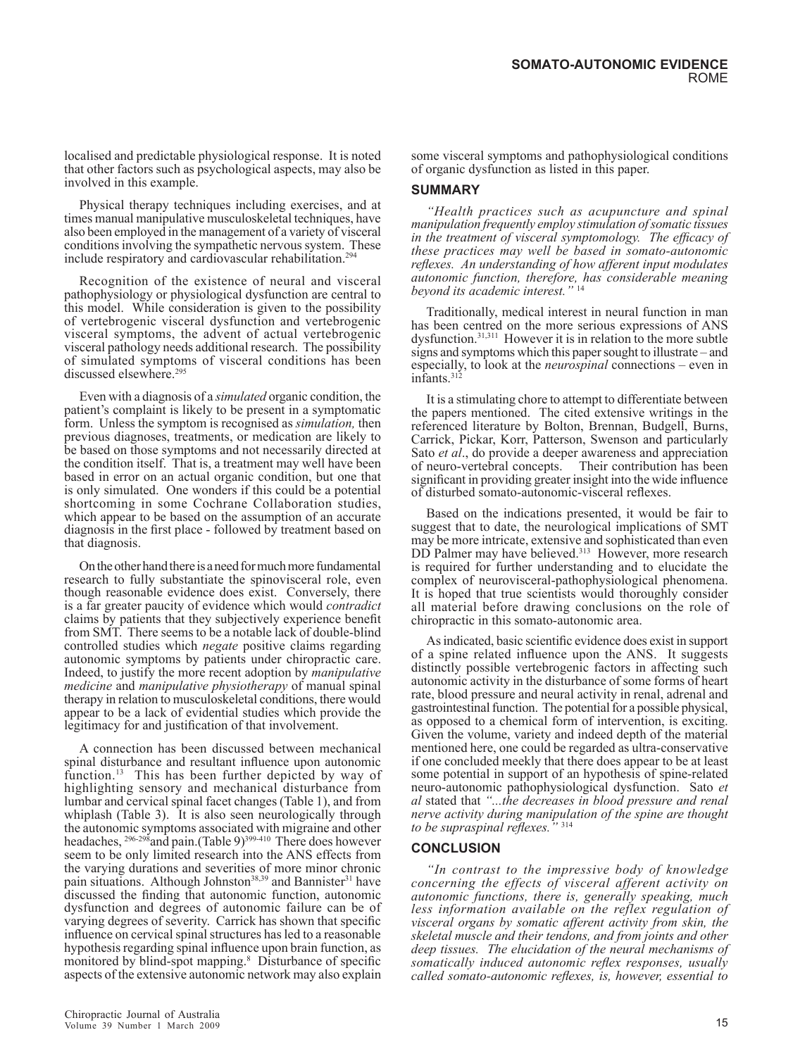localised and predictable physiological response. It is noted that other factors such as psychological aspects, may also be involved in this example.

Physical therapy techniques including exercises, and at times manual manipulative musculoskeletal techniques, have also been employed in the management of a variety of visceral conditions involving the sympathetic nervous system. These include respiratory and cardiovascular rehabilitation.[294]

Recognition of the existence of neural and visceral pathophysiology or physiological dysfunction are central to this model. While consideration is given to the possibility of vertebrogenic visceral dysfunction and vertebrogenic visceral symptoms, the advent of actual vertebrogenic visceral pathology needs additional research. The possibility of simulated symptoms of visceral conditions has been discussed elsewhere.[295]

Even with a diagnosis of a *simulated* organic condition, the patient's complaint is likely to be present in a symptomatic form. Unless the symptom is recognised as *simulation,* then previous diagnoses, treatments, or medication are likely to be based on those symptoms and not necessarily directed at the condition itself. That is, a treatment may well have been based in error on an actual organic condition, but one that is only simulated. One wonders if this could be a potential shortcoming in some Cochrane Collaboration studies, which appear to be based on the assumption of an accurate diagnosis in the first place - followed by treatment based on that diagnosis.

On the other hand there is a need for much more fundamental research to fully substantiate the spinovisceral role, even though reasonable evidence does exist. Conversely, there is a far greater paucity of evidence which would *contradict* claims by patients that they subjectively experience benefit from SMT. There seems to be a notable lack of double-blind controlled studies which *negate* positive claims regarding autonomic symptoms by patients under chiropractic care. Indeed, to justify the more recent adoption by *manipulative medicine* and *manipulative physiotherapy* of manual spinal therapy in relation to musculoskeletal conditions, there would appear to be a lack of evidential studies which provide the legitimacy for and justification of that involvement.

A connection has been discussed between mechanical spinal disturbance and resultant influence upon autonomic function.[13] This has been further depicted by way of highlighting sensory and mechanical disturbance from lumbar and cervical spinal facet changes (Table 1), and from whiplash (Table 3). It is also seen neurologically through the autonomic symptoms associated with migraine and other headaches, [296-298] and pain.(Table 9)[399-410] There does however seem to be only limited research into the ANS effects from the varying durations and severities of more minor chronic pain situations. Although Johnston[38,39] and Bannister[31] have discussed the finding that autonomic function, autonomic dysfunction and degrees of autonomic failure can be of varying degrees of severity. Carrick has shown that specific influence on cervical spinal structures has led to a reasonable hypothesis regarding spinal influence upon brain function, as monitored by blind-spot mapping.[8] Disturbance of specific aspects of the extensive autonomic network may also explain some visceral symptoms and pathophysiological conditions of organic dysfunction as listed in this paper.

## SUMMARY

*"Health practices such as acupuncture and spinal manipulation frequently employ stimulation of somatic tissues in the treatment of visceral symptomology. The efficacy of these practices may well be based in somato-autonomic reflexes. An understanding of how afferent input modulates autonomic function, therefore, has considerable meaning beyond its academic interest."* [14]

Traditionally, medical interest in neural function in man has been centred on the more serious expressions of ANS dysfunction.[31,311] However it is in relation to the more subtle signs and symptoms which this paper sought to illustrate – and especially, to look at the *neurospinal* connections – even in infants.[312]

It is a stimulating chore to attempt to differentiate between the papers mentioned. The cited extensive writings in the referenced literature by Bolton, Brennan, Budgell, Burns, Carrick, Pickar, Korr, Patterson, Swenson and particularly Sato *et al*., do provide a deeper awareness and appreciation of neuro-vertebral concepts. Their contribution has been significant in providing greater insight into the wide influence of disturbed somato-autonomic-visceral reflexes.

Based on the indications presented, it would be fair to suggest that to date, the neurological implications of SMT may be more intricate, extensive and sophisticated than even DD Palmer may have believed.[313] However, more research is required for further understanding and to elucidate the complex of neurovisceral-pathophysiological phenomena. It is hoped that true scientists would thoroughly consider all material before drawing conclusions on the role of chiropractic in this somato-autonomic area.

As indicated, basic scientific evidence does exist in support of a spine related influence upon the ANS. It suggests distinctly possible vertebrogenic factors in affecting such autonomic activity in the disturbance of some forms of heart rate, blood pressure and neural activity in renal, adrenal and gastrointestinal function. The potential for a possible physical, as opposed to a chemical form of intervention, is exciting. Given the volume, variety and indeed depth of the material mentioned here, one could be regarded as ultra-conservative if one concluded meekly that there does appear to be at least some potential in support of an hypothesis of spine-related neuro-autonomic pathophysiological dysfunction. Sato *et al* stated that *"...the decreases in blood pressure and renal nerve activity during manipulation of the spine are thought to be supraspinal reflexes."* [314]

## CONCLUSION

*"In contrast to the impressive body of knowledge concerning the effects of visceral afferent activity on autonomic functions, there is, generally speaking, much less information available on the reflex regulation of visceral organs by somatic afferent activity from skin, the skeletal muscle and their tendons, and from joints and other deep tissues. The elucidation of the neural mechanisms of somatically induced autonomic reflex responses, usually called somato-autonomic reflexes, is, however, essential to*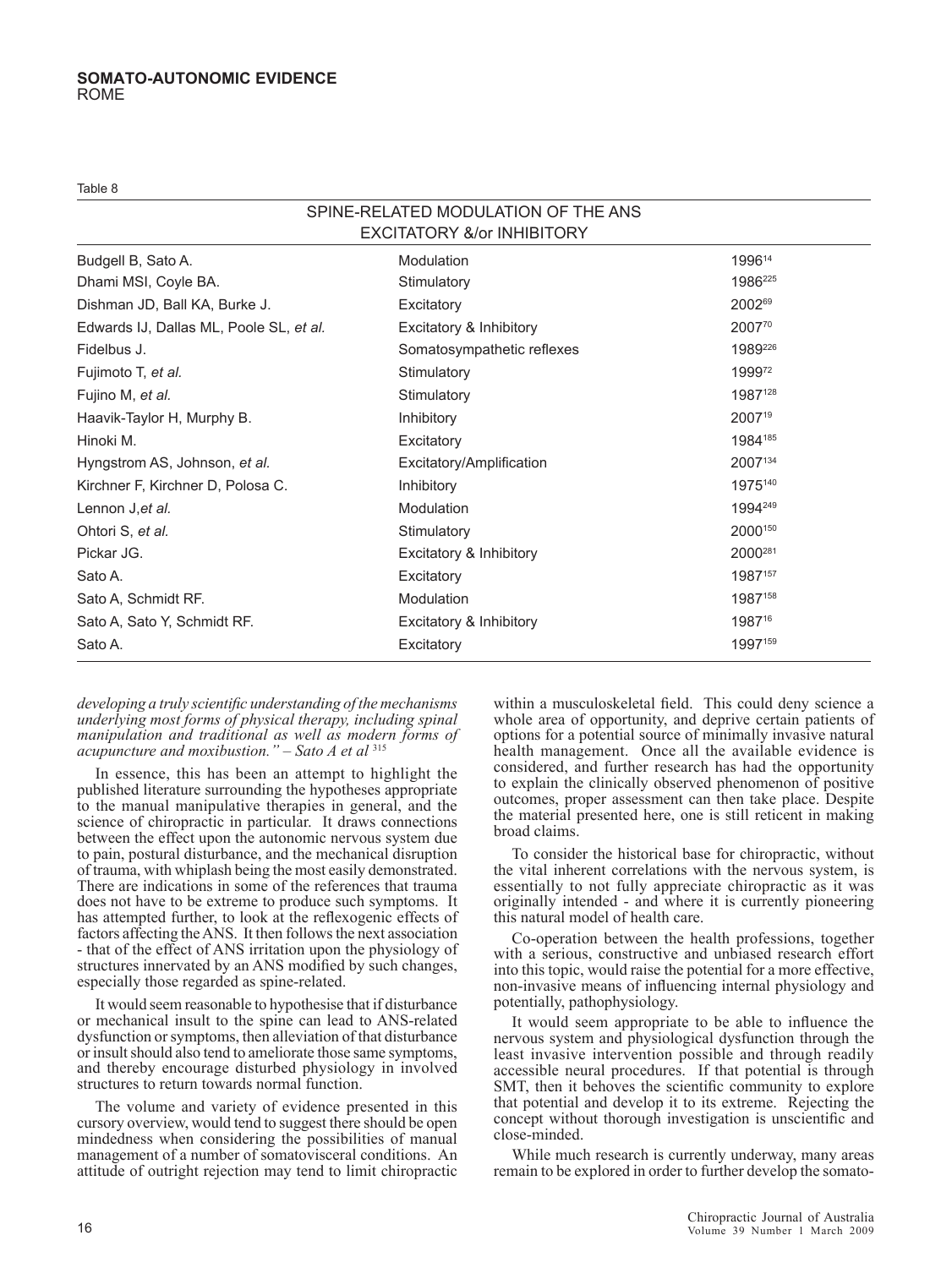Table 8

| SPINE-RELATED MODULATION OF THE ANS EXCITATORY &/or INHIBITORY | | |
|---|---|---|
| Budgell B, Sato A. | Modulation | 1996[14] |
| Dhami MSI, Coyle BA. | Stimulatory | 1986[225] |
| Dishman JD, Ball KA, Burke J. | Excitatory | 2002[69] |
| Edwards IJ, Dallas ML, Poole SL, *et al.* | Excitatory & Inhibitory | 2007[70] |
| Fidelbus J. | Somatosympathetic reflexes | 1989[226] |
| Fujimoto T, *et al.* | Stimulatory | 1999[72] |
| Fujino M, *et al.* | Stimulatory | 1987[128] |
| Haavik-Taylor H, Murphy B. | Inhibitory | 2007[19] |
| Hinoki M. | Excitatory | 1984[185] |
| Hyngstrom AS, Johnson, *et al.* | Excitatory/Amplification | 2007[134] |
| Kirchner F, Kirchner D, Polosa C. | Inhibitory | 1975[140] |
| Lennon J,*et al.* | Modulation | 1994[249] |
| Ohtori S, *et al.* | Stimulatory | 2000[150] |
| Pickar JG. | Excitatory & Inhibitory | 2000[281] |
| Sato A. | Excitatory | 1987[157] |
| Sato A, Schmidt RF. | Modulation | 1987[158] |
| Sato A, Sato Y, Schmidt RF. | Excitatory & Inhibitory | 1987[16] |
| Sato A. | Excitatory | 1997[159] |

*developing a truly scientific understanding of the mechanisms underlying most forms of physical therapy, including spinal manipulation and traditional as well as modern forms of acupuncture and moxibustion." – Sato A et al* [315]

In essence, this has been an attempt to highlight the published literature surrounding the hypotheses appropriate to the manual manipulative therapies in general, and the science of chiropractic in particular. It draws connections between the effect upon the autonomic nervous system due to pain, postural disturbance, and the mechanical disruption of trauma, with whiplash being the most easily demonstrated. There are indications in some of the references that trauma does not have to be extreme to produce such symptoms. It has attempted further, to look at the reflexogenic effects of factors affecting the ANS. It then follows the next association - that of the effect of ANS irritation upon the physiology of structures innervated by an ANS modified by such changes, especially those regarded as spine-related.

It would seem reasonable to hypothesise that if disturbance or mechanical insult to the spine can lead to ANS-related dysfunction or symptoms, then alleviation of that disturbance or insult should also tend to ameliorate those same symptoms, and thereby encourage disturbed physiology in involved structures to return towards normal function.

The volume and variety of evidence presented in this cursory overview, would tend to suggest there should be open mindedness when considering the possibilities of manual management of a number of somatovisceral conditions. An attitude of outright rejection may tend to limit chiropractic within a musculoskeletal field. This could deny science a whole area of opportunity, and deprive certain patients of options for a potential source of minimally invasive natural health management. Once all the available evidence is considered, and further research has had the opportunity to explain the clinically observed phenomenon of positive outcomes, proper assessment can then take place. Despite the material presented here, one is still reticent in making broad claims.

To consider the historical base for chiropractic, without the vital inherent correlations with the nervous system, is essentially to not fully appreciate chiropractic as it was originally intended - and where it is currently pioneering this natural model of health care.

Co-operation between the health professions, together with a serious, constructive and unbiased research effort into this topic, would raise the potential for a more effective, non-invasive means of influencing internal physiology and potentially, pathophysiology.

It would seem appropriate to be able to influence the nervous system and physiological dysfunction through the least invasive intervention possible and through readily accessible neural procedures. If that potential is through SMT, then it behoves the scientific community to explore that potential and develop it to its extreme. Rejecting the concept without thorough investigation is unscientific and close-minded.

While much research is currently underway, many areas remain to be explored in order to further develop the somato-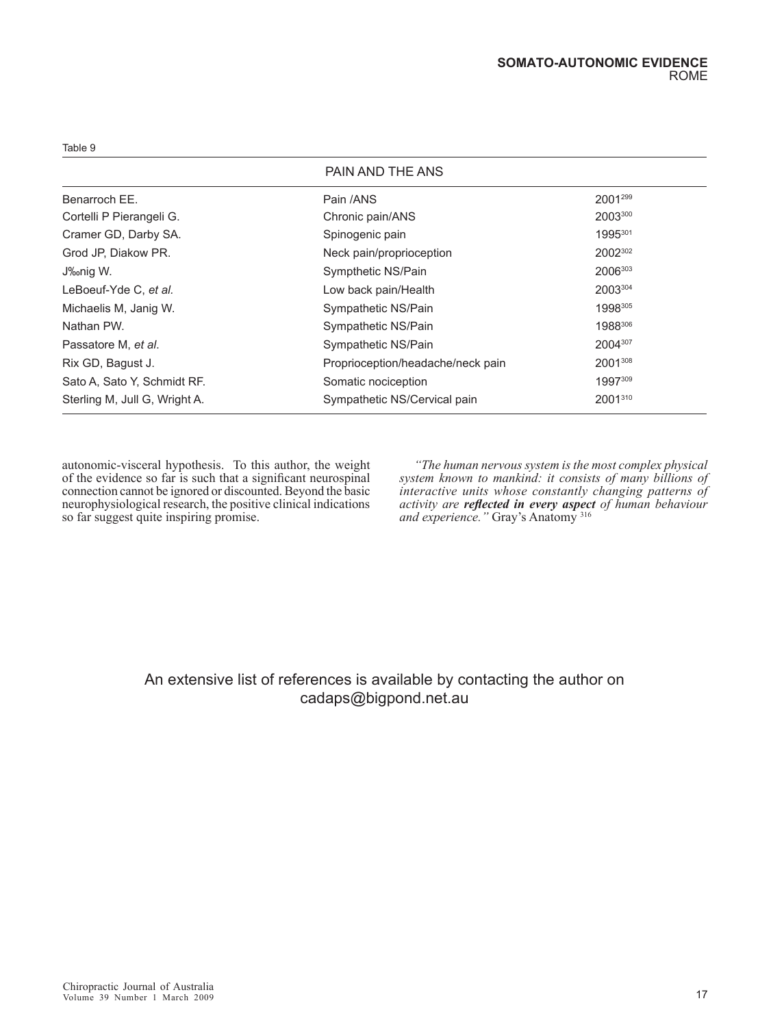Table 9

| PAIN AND THE ANS | | |
|---|---|---|
| Benarroch EE. | Pain /ANS | 2001[299] |
| Cortelli P Pierangeli G. | Chronic pain/ANS | 2003[300] |
| Cramer GD, Darby SA. | Spinogenic pain | 1995[301] |
| Grod JP, Diakow PR. | Neck pain/proprioception | 2002[302] |
| J‰nig W. | Sympthetic NS/Pain | 2006[303] |
| LeBoeuf-Yde C, *et al.* | Low back pain/Health | 2003[304] |
| Michaelis M, Janig W. | Sympathetic NS/Pain | 1998[305] |
| Nathan PW. | Sympathetic NS/Pain | 1988[306] |
| Passatore M, *et al*. | Sympathetic NS/Pain | 2004[307] |
| Rix GD, Bagust J. | Proprioception/headache/neck pain | 2001[308] |
| Sato A, Sato Y, Schmidt RF. | Somatic nociception | 1997[309] |
| Sterling M, Jull G, Wright A. | Sympathetic NS/Cervical pain | 2001[310] |

autonomic-visceral hypothesis. To this author, the weight of the evidence so far is such that a significant neurospinal connection cannot be ignored or discounted. Beyond the basic neurophysiological research, the positive clinical indications so far suggest quite inspiring promise.

*"The human nervous system is the most complex physical system known to mankind: it consists of many billions of interactive units whose constantly changing patterns of activity are* ***reflected in every aspect*** *of human behaviour and experience."* Gray's Anatomy [316]

An extensive list of references is available by contacting the author on cadaps@bigpond.net.au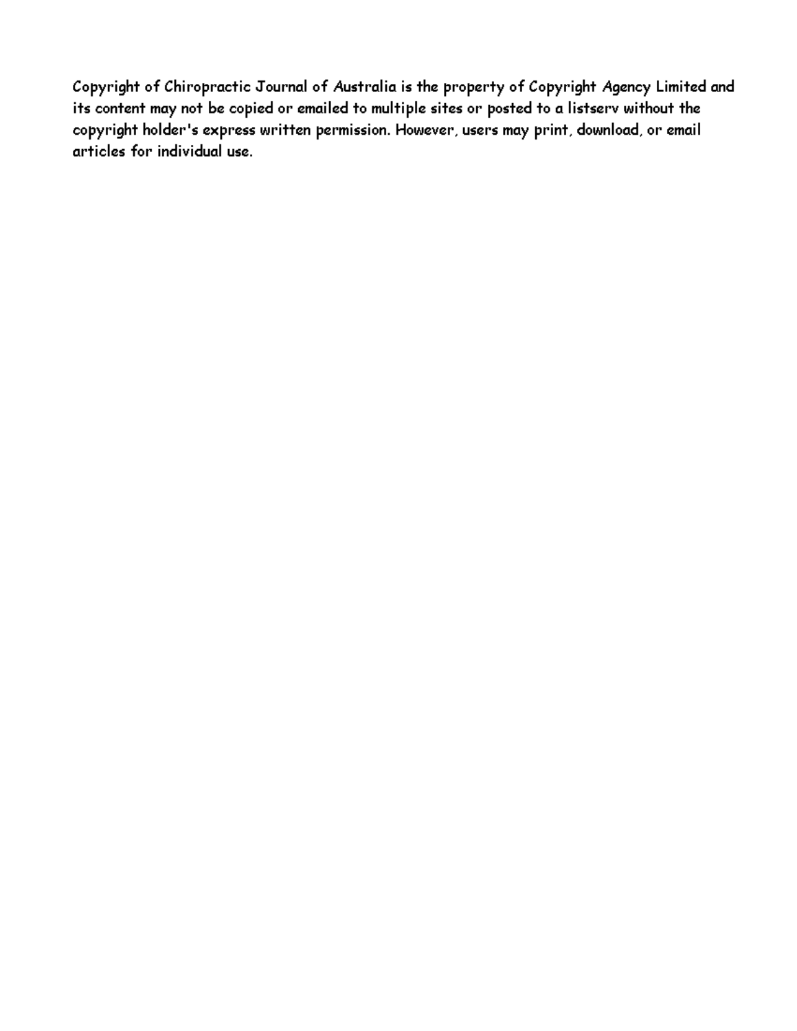Copyright of Chiropractic Journal of Australia is the property of Copyright Agency Limited and its content may not be copied or emailed to multiple sites or posted to a listserv without the copyright holder's express written permission. However, users may print, download, or email articles for individual use.